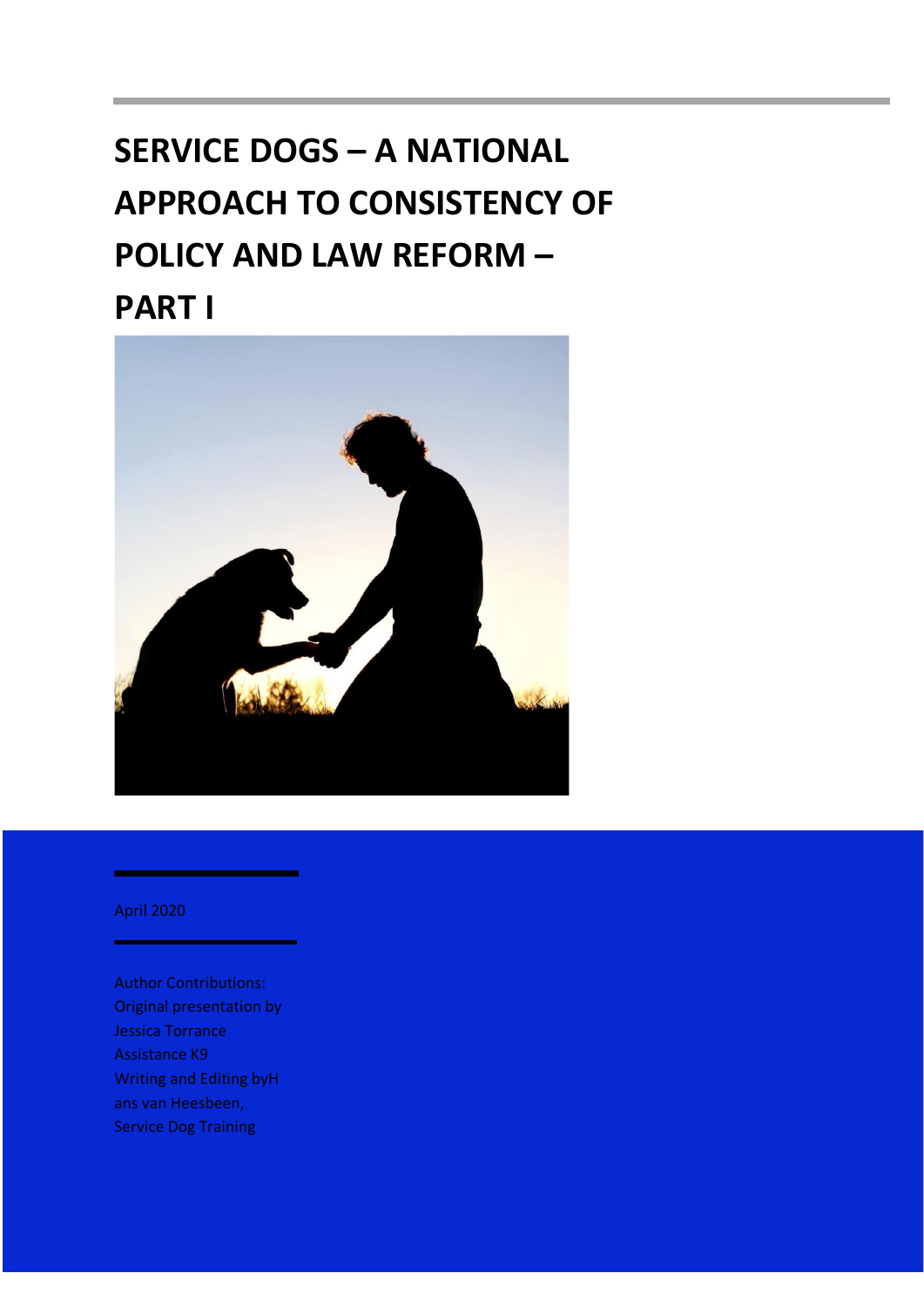# SERVICE DOGS – A NATIONAL APPROACH TO CONSISTENCY OF POLICY AND LAW REFORM – PART I

April 2020

Author Contributions:
Original presentation by Jessica Torrance
Assistance K9
Writing and Editing byH ans van Heesbeen,
Service Dog Training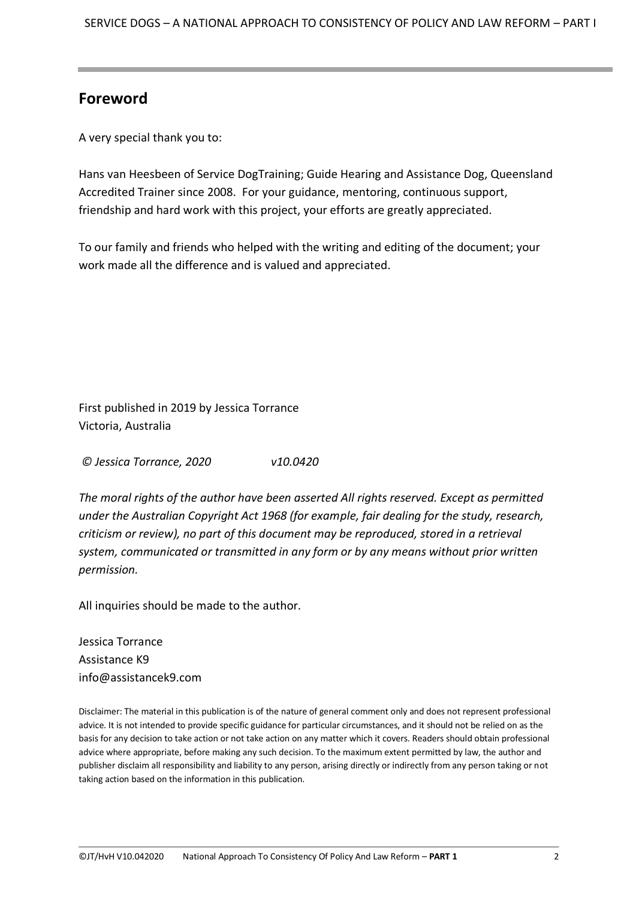## Foreword

A very special thank you to:

Hans van Heesbeen of Service DogTraining; Guide Hearing and Assistance Dog, Queensland Accredited Trainer since 2008. For your guidance, mentoring, continuous support, friendship and hard work with this project, your efforts are greatly appreciated.

To our family and friends who helped with the writing and editing of the document; your work made all the difference and is valued and appreciated.

First published in 2019 by Jessica Torrance
Victoria, Australia

*© Jessica Torrance, 2020 v10.0420*

*The moral rights of the author have been asserted All rights reserved. Except as permitted under the Australian Copyright Act 1968 (for example, fair dealing for the study, research, criticism or review), no part of this document may be reproduced, stored in a retrieval system, communicated or transmitted in any form or by any means without prior written permission.*

All inquiries should be made to the author.

Jessica Torrance
Assistance K9
info@assistancek9.com

Disclaimer: The material in this publication is of the nature of general comment only and does not represent professional advice. It is not intended to provide specific guidance for particular circumstances, and it should not be relied on as the basis for any decision to take action or not take action on any matter which it covers. Readers should obtain professional advice where appropriate, before making any such decision. To the maximum extent permitted by law, the author and publisher disclaim all responsibility and liability to any person, arising directly or indirectly from any person taking or not taking action based on the information in this publication.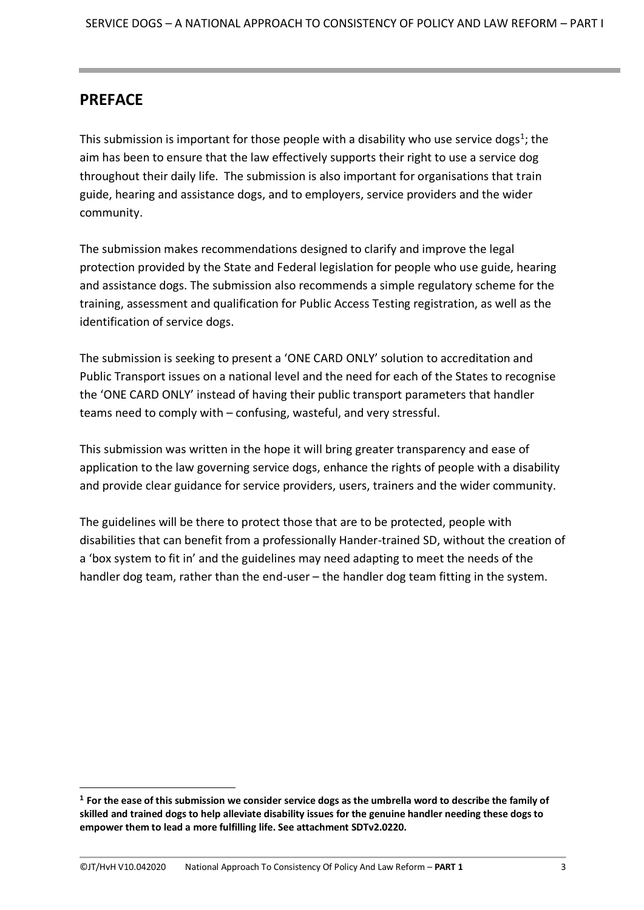## PREFACE

This submission is important for those people with a disability who use service dogs[1]; the aim has been to ensure that the law effectively supports their right to use a service dog throughout their daily life. The submission is also important for organisations that train guide, hearing and assistance dogs, and to employers, service providers and the wider community.

The submission makes recommendations designed to clarify and improve the legal protection provided by the State and Federal legislation for people who use guide, hearing and assistance dogs. The submission also recommends a simple regulatory scheme for the training, assessment and qualification for Public Access Testing registration, as well as the identification of service dogs.

The submission is seeking to present a 'ONE CARD ONLY' solution to accreditation and Public Transport issues on a national level and the need for each of the States to recognise the 'ONE CARD ONLY' instead of having their public transport parameters that handler teams need to comply with – confusing, wasteful, and very stressful.

This submission was written in the hope it will bring greater transparency and ease of application to the law governing service dogs, enhance the rights of people with a disability and provide clear guidance for service providers, users, trainers and the wider community.

The guidelines will be there to protect those that are to be protected, people with disabilities that can benefit from a professionally Hander-trained SD, without the creation of a 'box system to fit in' and the guidelines may need adapting to meet the needs of the handler dog team, rather than the end-user – the handler dog team fitting in the system.

---

[1] **For the ease of this submission we consider service dogs as the umbrella word to describe the family of skilled and trained dogs to help alleviate disability issues for the genuine handler needing these dogs to empower them to lead a more fulfilling life. See attachment SDTv2.0220.**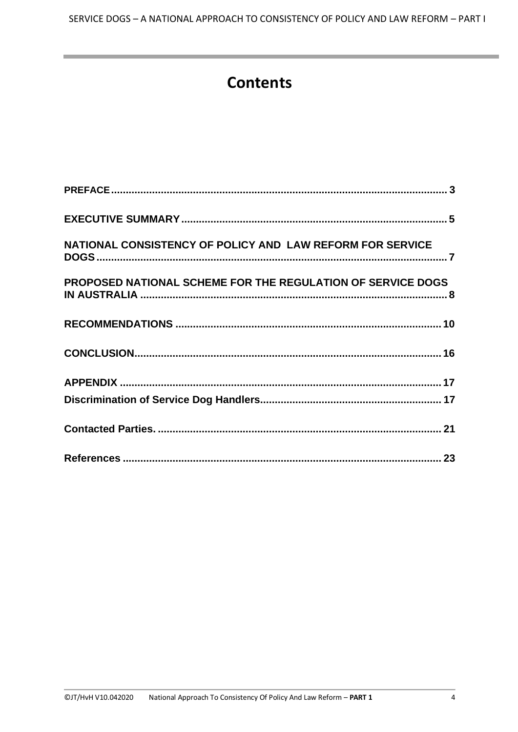# Contents

**PREFACE** ................................................................................ 3

**EXECUTIVE SUMMARY** ................................................................................ 5

**NATIONAL CONSISTENCY OF POLICY AND LAW REFORM FOR SERVICE DOGS** ................................................................................ 7

**PROPOSED NATIONAL SCHEME FOR THE REGULATION OF SERVICE DOGS IN AUSTRALIA** ................................................................................ 8

**RECOMMENDATIONS** ................................................................................ 10

**CONCLUSION** ................................................................................ 16

**APPENDIX** ................................................................................ 17

**Discrimination of Service Dog Handlers** ................................................................................ 17

**Contacted Parties.** ................................................................................ 21

**References** ................................................................................ 23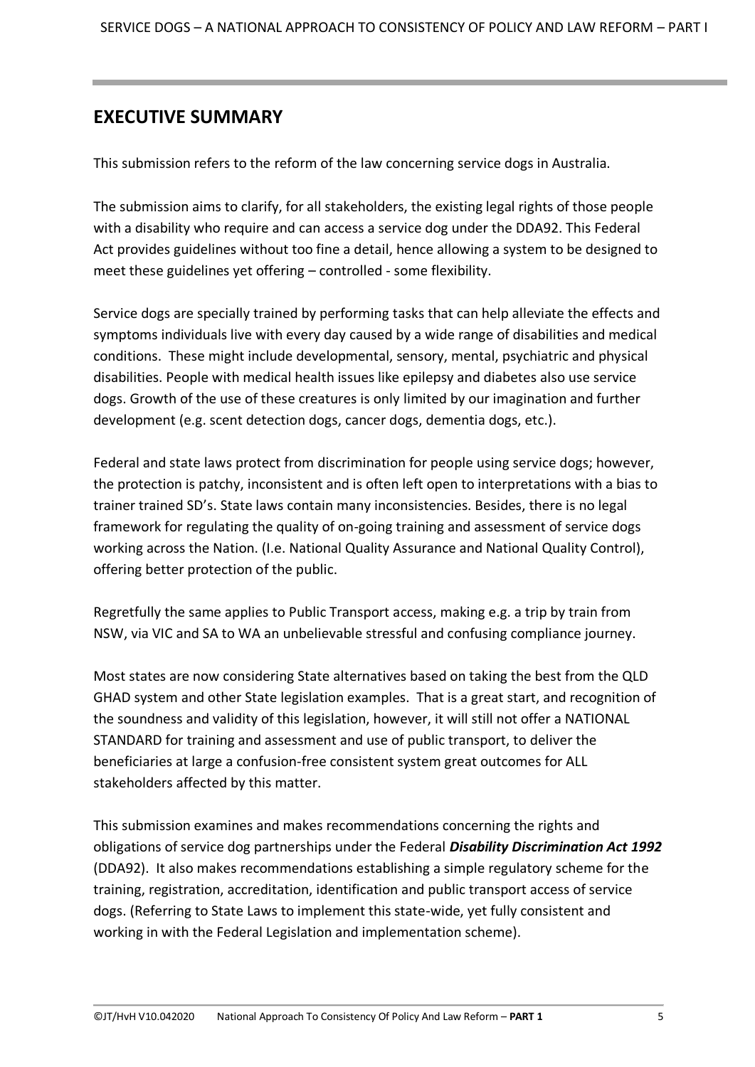## EXECUTIVE SUMMARY

This submission refers to the reform of the law concerning service dogs in Australia.

The submission aims to clarify, for all stakeholders, the existing legal rights of those people with a disability who require and can access a service dog under the DDA92. This Federal Act provides guidelines without too fine a detail, hence allowing a system to be designed to meet these guidelines yet offering – controlled - some flexibility.

Service dogs are specially trained by performing tasks that can help alleviate the effects and symptoms individuals live with every day caused by a wide range of disabilities and medical conditions. These might include developmental, sensory, mental, psychiatric and physical disabilities. People with medical health issues like epilepsy and diabetes also use service dogs. Growth of the use of these creatures is only limited by our imagination and further development (e.g. scent detection dogs, cancer dogs, dementia dogs, etc.).

Federal and state laws protect from discrimination for people using service dogs; however, the protection is patchy, inconsistent and is often left open to interpretations with a bias to trainer trained SD's. State laws contain many inconsistencies. Besides, there is no legal framework for regulating the quality of on-going training and assessment of service dogs working across the Nation. (I.e. National Quality Assurance and National Quality Control), offering better protection of the public.

Regretfully the same applies to Public Transport access, making e.g. a trip by train from NSW, via VIC and SA to WA an unbelievable stressful and confusing compliance journey.

Most states are now considering State alternatives based on taking the best from the QLD GHAD system and other State legislation examples. That is a great start, and recognition of the soundness and validity of this legislation, however, it will still not offer a NATIONAL STANDARD for training and assessment and use of public transport, to deliver the beneficiaries at large a confusion-free consistent system great outcomes for ALL stakeholders affected by this matter.

This submission examines and makes recommendations concerning the rights and obligations of service dog partnerships under the Federal ***Disability Discrimination Act 1992*** (DDA92). It also makes recommendations establishing a simple regulatory scheme for the training, registration, accreditation, identification and public transport access of service dogs. (Referring to State Laws to implement this state-wide, yet fully consistent and working in with the Federal Legislation and implementation scheme).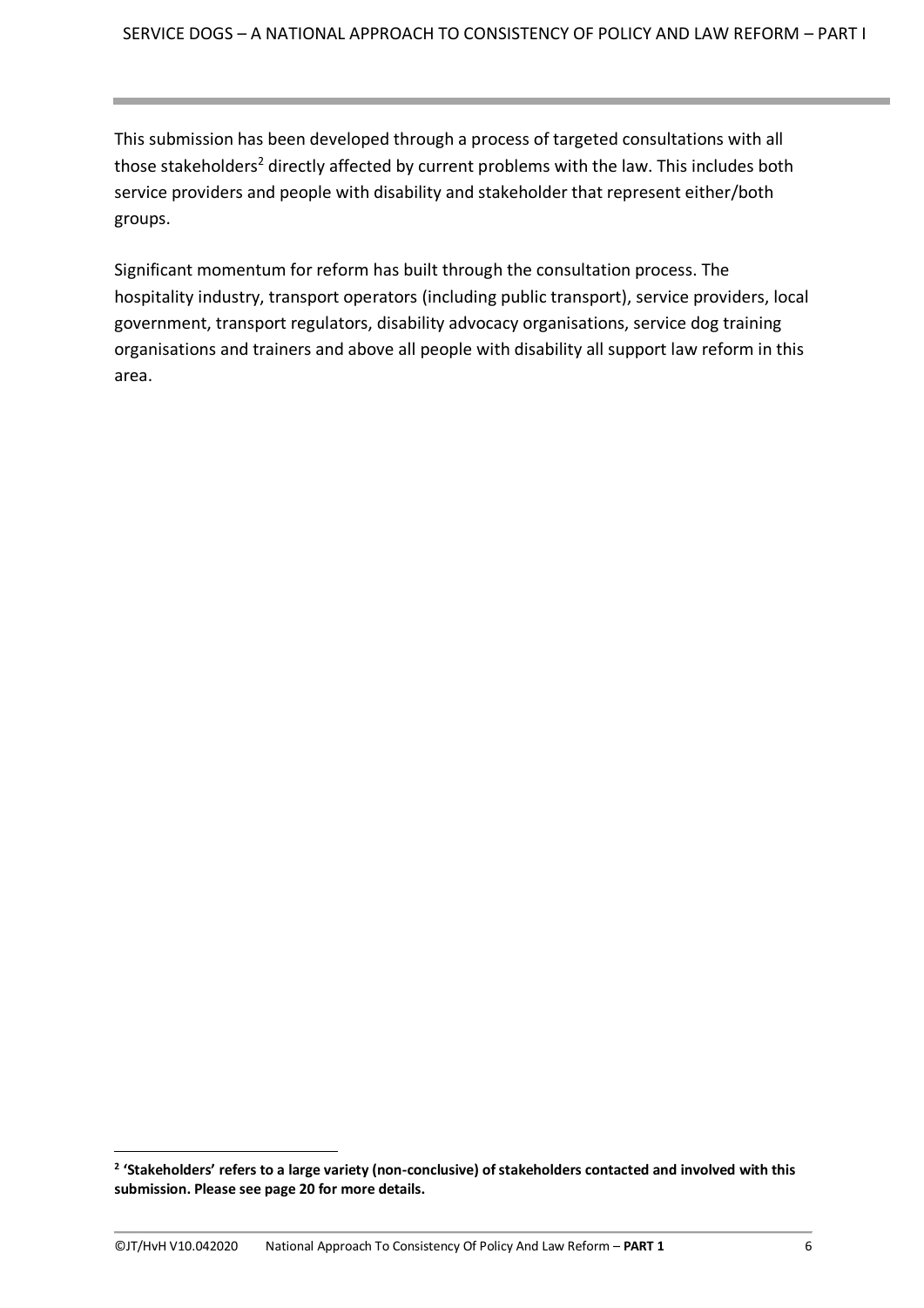This submission has been developed through a process of targeted consultations with all those stakeholders[2] directly affected by current problems with the law. This includes both service providers and people with disability and stakeholder that represent either/both groups.

Significant momentum for reform has built through the consultation process. The hospitality industry, transport operators (including public transport), service providers, local government, transport regulators, disability advocacy organisations, service dog training organisations and trainers and above all people with disability all support law reform in this area.

[2] **'Stakeholders' refers to a large variety (non-conclusive) of stakeholders contacted and involved with this submission. Please see page 20 for more details.**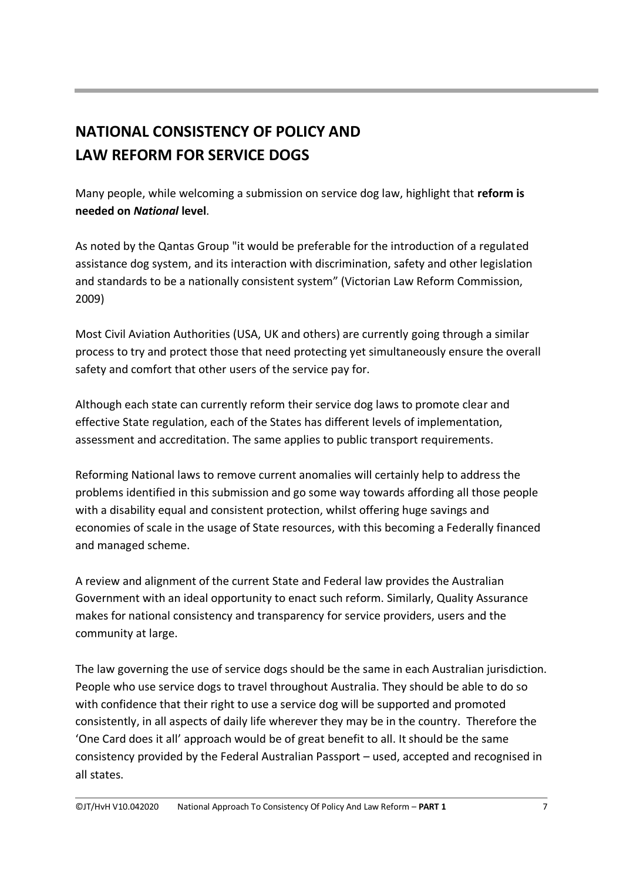# NATIONAL CONSISTENCY OF POLICY AND LAW REFORM FOR SERVICE DOGS

Many people, while welcoming a submission on service dog law, highlight that **reform is needed on *National* level**.

As noted by the Qantas Group "it would be preferable for the introduction of a regulated assistance dog system, and its interaction with discrimination, safety and other legislation and standards to be a nationally consistent system" (Victorian Law Reform Commission, 2009)

Most Civil Aviation Authorities (USA, UK and others) are currently going through a similar process to try and protect those that need protecting yet simultaneously ensure the overall safety and comfort that other users of the service pay for.

Although each state can currently reform their service dog laws to promote clear and effective State regulation, each of the States has different levels of implementation, assessment and accreditation. The same applies to public transport requirements.

Reforming National laws to remove current anomalies will certainly help to address the problems identified in this submission and go some way towards affording all those people with a disability equal and consistent protection, whilst offering huge savings and economies of scale in the usage of State resources, with this becoming a Federally financed and managed scheme.

A review and alignment of the current State and Federal law provides the Australian Government with an ideal opportunity to enact such reform. Similarly, Quality Assurance makes for national consistency and transparency for service providers, users and the community at large.

The law governing the use of service dogs should be the same in each Australian jurisdiction. People who use service dogs to travel throughout Australia. They should be able to do so with confidence that their right to use a service dog will be supported and promoted consistently, in all aspects of daily life wherever they may be in the country. Therefore the 'One Card does it all' approach would be of great benefit to all. It should be the same consistency provided by the Federal Australian Passport – used, accepted and recognised in all states.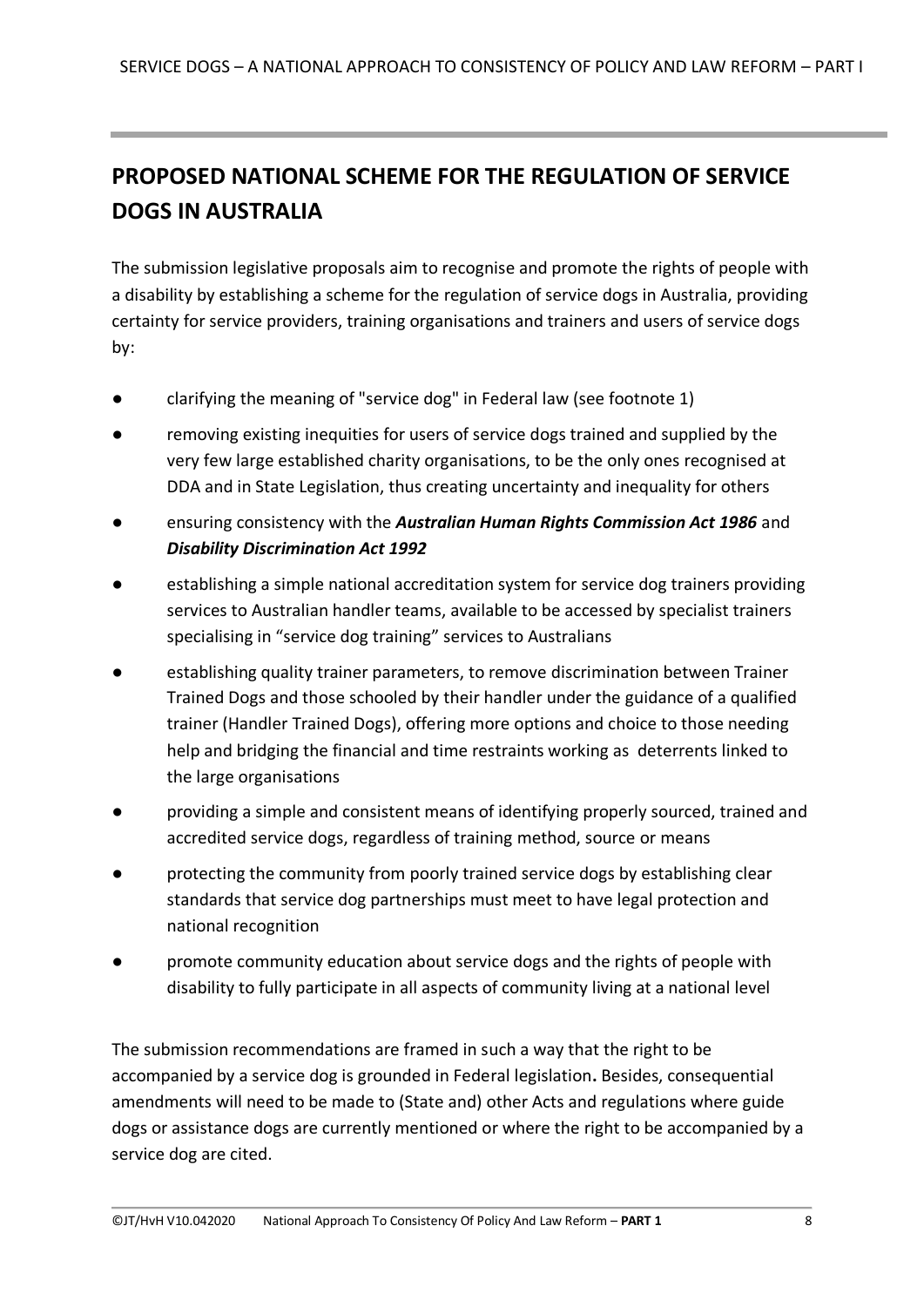## PROPOSED NATIONAL SCHEME FOR THE REGULATION OF SERVICE DOGS IN AUSTRALIA

The submission legislative proposals aim to recognise and promote the rights of people with a disability by establishing a scheme for the regulation of service dogs in Australia, providing certainty for service providers, training organisations and trainers and users of service dogs by:

- clarifying the meaning of "service dog" in Federal law (see footnote 1)
- removing existing inequities for users of service dogs trained and supplied by the very few large established charity organisations, to be the only ones recognised at DDA and in State Legislation, thus creating uncertainty and inequality for others
- ensuring consistency with the ***Australian Human Rights Commission Act 1986*** and ***Disability Discrimination Act 1992***
- establishing a simple national accreditation system for service dog trainers providing services to Australian handler teams, available to be accessed by specialist trainers specialising in "service dog training" services to Australians
- establishing quality trainer parameters, to remove discrimination between Trainer Trained Dogs and those schooled by their handler under the guidance of a qualified trainer (Handler Trained Dogs), offering more options and choice to those needing help and bridging the financial and time restraints working as deterrents linked to the large organisations
- providing a simple and consistent means of identifying properly sourced, trained and accredited service dogs, regardless of training method, source or means
- protecting the community from poorly trained service dogs by establishing clear standards that service dog partnerships must meet to have legal protection and national recognition
- promote community education about service dogs and the rights of people with disability to fully participate in all aspects of community living at a national level

The submission recommendations are framed in such a way that the right to be accompanied by a service dog is grounded in Federal legislation**.** Besides, consequential amendments will need to be made to (State and) other Acts and regulations where guide dogs or assistance dogs are currently mentioned or where the right to be accompanied by a service dog are cited.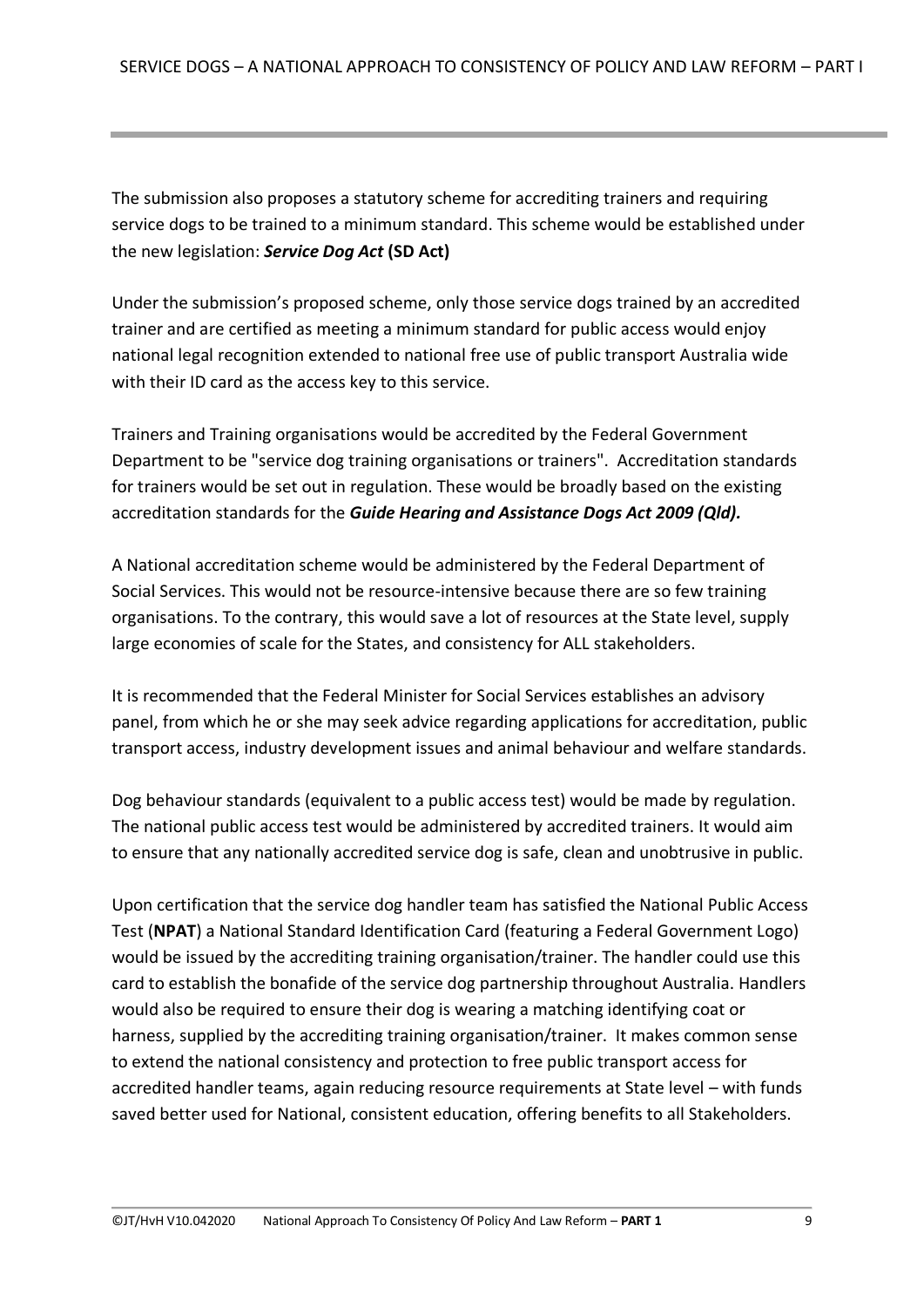The submission also proposes a statutory scheme for accrediting trainers and requiring service dogs to be trained to a minimum standard. This scheme would be established under the new legislation: ***Service Dog Act*** **(SD Act)**

Under the submission's proposed scheme, only those service dogs trained by an accredited trainer and are certified as meeting a minimum standard for public access would enjoy national legal recognition extended to national free use of public transport Australia wide with their ID card as the access key to this service.

Trainers and Training organisations would be accredited by the Federal Government Department to be "service dog training organisations or trainers". Accreditation standards for trainers would be set out in regulation. These would be broadly based on the existing accreditation standards for the ***Guide Hearing and Assistance Dogs Act 2009 (Qld).***

A National accreditation scheme would be administered by the Federal Department of Social Services. This would not be resource-intensive because there are so few training organisations. To the contrary, this would save a lot of resources at the State level, supply large economies of scale for the States, and consistency for ALL stakeholders.

It is recommended that the Federal Minister for Social Services establishes an advisory panel, from which he or she may seek advice regarding applications for accreditation, public transport access, industry development issues and animal behaviour and welfare standards.

Dog behaviour standards (equivalent to a public access test) would be made by regulation. The national public access test would be administered by accredited trainers. It would aim to ensure that any nationally accredited service dog is safe, clean and unobtrusive in public.

Upon certification that the service dog handler team has satisfied the National Public Access Test (**NPAT**) a National Standard Identification Card (featuring a Federal Government Logo) would be issued by the accrediting training organisation/trainer. The handler could use this card to establish the bonafide of the service dog partnership throughout Australia. Handlers would also be required to ensure their dog is wearing a matching identifying coat or harness, supplied by the accrediting training organisation/trainer. It makes common sense to extend the national consistency and protection to free public transport access for accredited handler teams, again reducing resource requirements at State level – with funds saved better used for National, consistent education, offering benefits to all Stakeholders.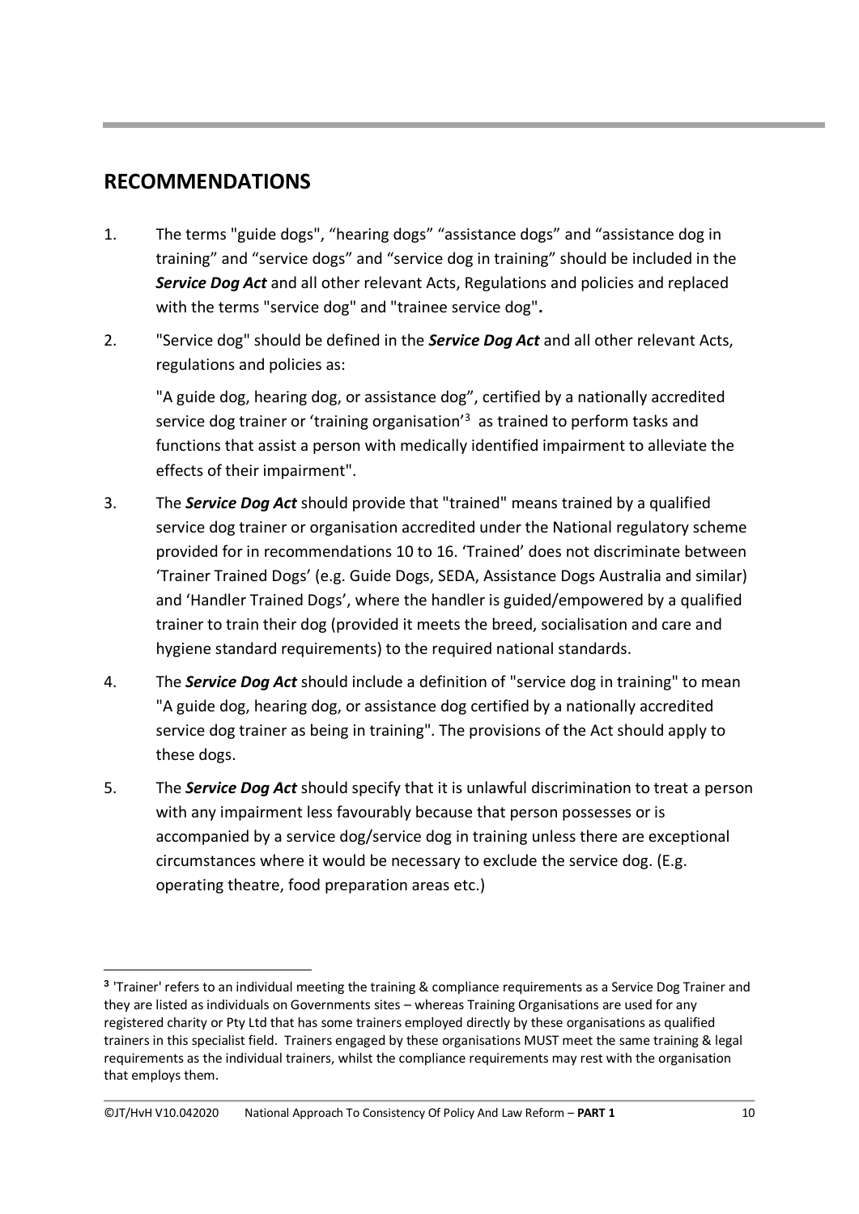## RECOMMENDATIONS

1. The terms "guide dogs", "hearing dogs" "assistance dogs" and "assistance dog in training" and "service dogs" and "service dog in training" should be included in the ***Service Dog Act*** and all other relevant Acts, Regulations and policies and replaced with the terms "service dog" and "trainee service dog"**.**

2. "Service dog" should be defined in the ***Service Dog Act*** and all other relevant Acts, regulations and policies as:

   "A guide dog, hearing dog, or assistance dog", certified by a nationally accredited service dog trainer or 'training organisation'[3] as trained to perform tasks and functions that assist a person with medically identified impairment to alleviate the effects of their impairment".

3. The ***Service Dog Act*** should provide that "trained" means trained by a qualified service dog trainer or organisation accredited under the National regulatory scheme provided for in recommendations 10 to 16. 'Trained' does not discriminate between 'Trainer Trained Dogs' (e.g. Guide Dogs, SEDA, Assistance Dogs Australia and similar) and 'Handler Trained Dogs', where the handler is guided/empowered by a qualified trainer to train their dog (provided it meets the breed, socialisation and care and hygiene standard requirements) to the required national standards.

4. The ***Service Dog Act*** should include a definition of "service dog in training" to mean "A guide dog, hearing dog, or assistance dog certified by a nationally accredited service dog trainer as being in training". The provisions of the Act should apply to these dogs.

5. The ***Service Dog Act*** should specify that it is unlawful discrimination to treat a person with any impairment less favourably because that person possesses or is accompanied by a service dog/service dog in training unless there are exceptional circumstances where it would be necessary to exclude the service dog. (E.g. operating theatre, food preparation areas etc.)

---

[3] 'Trainer' refers to an individual meeting the training & compliance requirements as a Service Dog Trainer and they are listed as individuals on Governments sites – whereas Training Organisations are used for any registered charity or Pty Ltd that has some trainers employed directly by these organisations as qualified trainers in this specialist field. Trainers engaged by these organisations MUST meet the same training & legal requirements as the individual trainers, whilst the compliance requirements may rest with the organisation that employs them.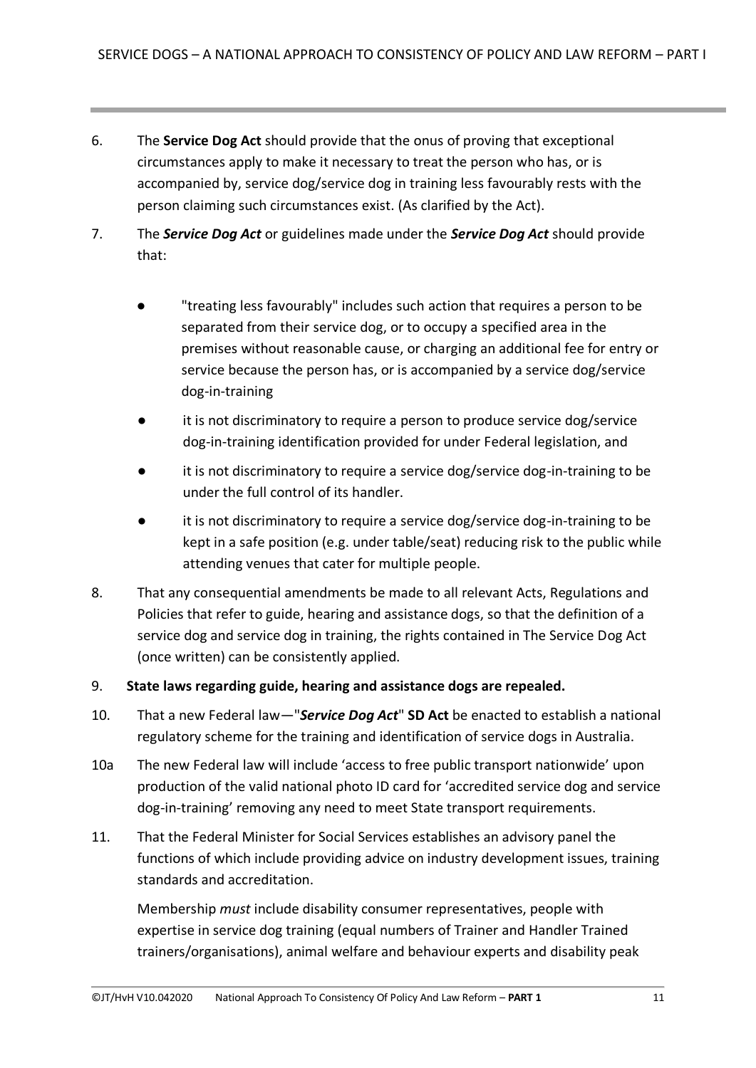6. The **Service Dog Act** should provide that the onus of proving that exceptional circumstances apply to make it necessary to treat the person who has, or is accompanied by, service dog/service dog in training less favourably rests with the person claiming such circumstances exist. (As clarified by the Act).

7. The ***Service Dog Act*** or guidelines made under the ***Service Dog Act*** should provide that:

   - "treating less favourably" includes such action that requires a person to be separated from their service dog, or to occupy a specified area in the premises without reasonable cause, or charging an additional fee for entry or service because the person has, or is accompanied by a service dog/service dog-in-training
   - it is not discriminatory to require a person to produce service dog/service dog-in-training identification provided for under Federal legislation, and
   - it is not discriminatory to require a service dog/service dog-in-training to be under the full control of its handler.
   - it is not discriminatory to require a service dog/service dog-in-training to be kept in a safe position (e.g. under table/seat) reducing risk to the public while attending venues that cater for multiple people.

8. That any consequential amendments be made to all relevant Acts, Regulations and Policies that refer to guide, hearing and assistance dogs, so that the definition of a service dog and service dog in training, the rights contained in The Service Dog Act (once written) can be consistently applied.

9. **State laws regarding guide, hearing and assistance dogs are repealed.**

10. That a new Federal law—"***Service Dog Act***" **SD Act** be enacted to establish a national regulatory scheme for the training and identification of service dogs in Australia.

10a The new Federal law will include 'access to free public transport nationwide' upon production of the valid national photo ID card for 'accredited service dog and service dog-in-training' removing any need to meet State transport requirements.

11. That the Federal Minister for Social Services establishes an advisory panel the functions of which include providing advice on industry development issues, training standards and accreditation.

    Membership *must* include disability consumer representatives, people with expertise in service dog training (equal numbers of Trainer and Handler Trained trainers/organisations), animal welfare and behaviour experts and disability peak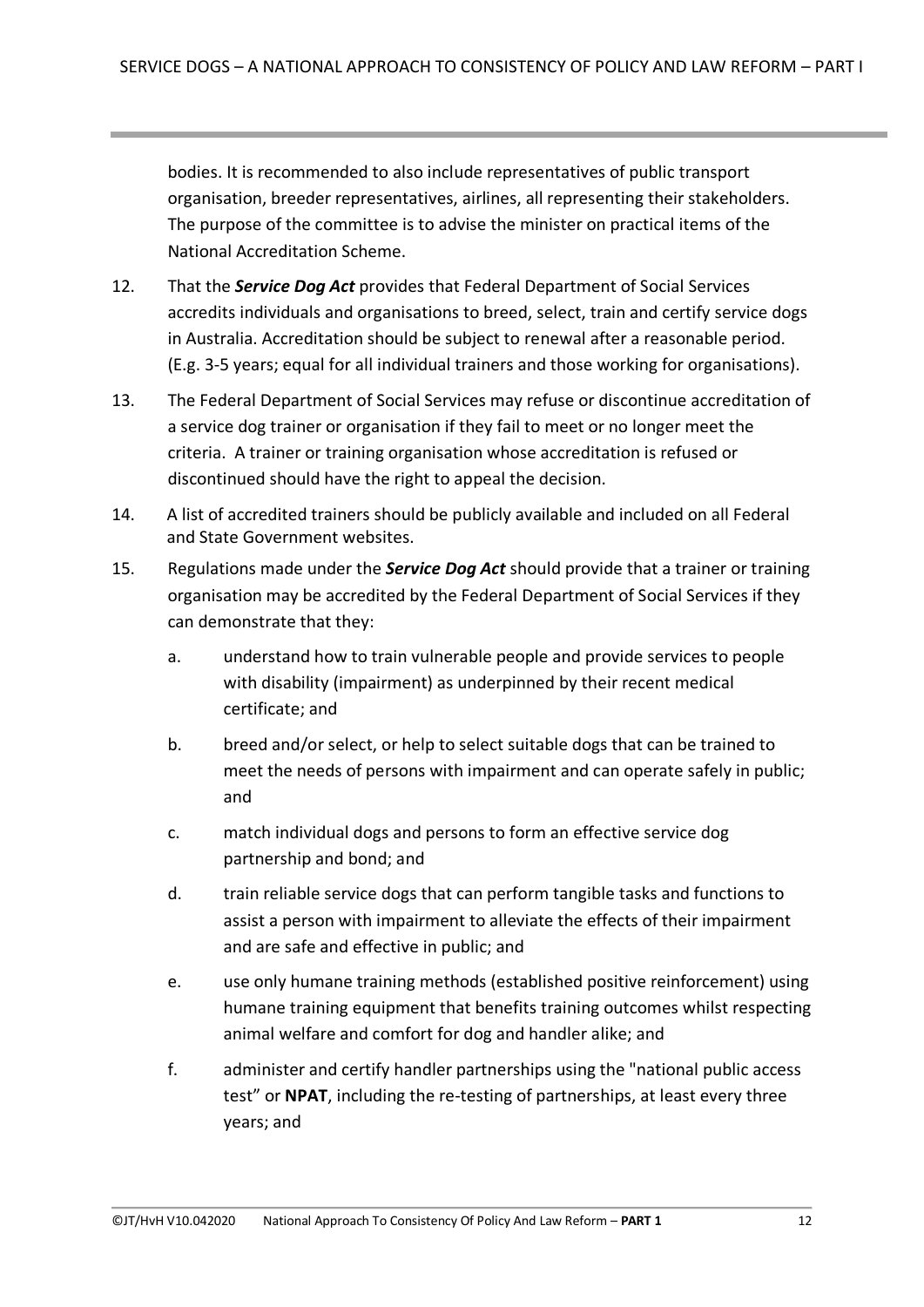bodies. It is recommended to also include representatives of public transport organisation, breeder representatives, airlines, all representing their stakeholders. The purpose of the committee is to advise the minister on practical items of the National Accreditation Scheme.

12. That the ***Service Dog Act*** provides that Federal Department of Social Services accredits individuals and organisations to breed, select, train and certify service dogs in Australia. Accreditation should be subject to renewal after a reasonable period. (E.g. 3-5 years; equal for all individual trainers and those working for organisations).

13. The Federal Department of Social Services may refuse or discontinue accreditation of a service dog trainer or organisation if they fail to meet or no longer meet the criteria. A trainer or training organisation whose accreditation is refused or discontinued should have the right to appeal the decision.

14. A list of accredited trainers should be publicly available and included on all Federal and State Government websites.

15. Regulations made under the ***Service Dog Act*** should provide that a trainer or training organisation may be accredited by the Federal Department of Social Services if they can demonstrate that they:

    a. understand how to train vulnerable people and provide services to people with disability (impairment) as underpinned by their recent medical certificate; and

    b. breed and/or select, or help to select suitable dogs that can be trained to meet the needs of persons with impairment and can operate safely in public; and

    c. match individual dogs and persons to form an effective service dog partnership and bond; and

    d. train reliable service dogs that can perform tangible tasks and functions to assist a person with impairment to alleviate the effects of their impairment and are safe and effective in public; and

    e. use only humane training methods (established positive reinforcement) using humane training equipment that benefits training outcomes whilst respecting animal welfare and comfort for dog and handler alike; and

    f. administer and certify handler partnerships using the "national public access test" or **NPAT**, including the re-testing of partnerships, at least every three years; and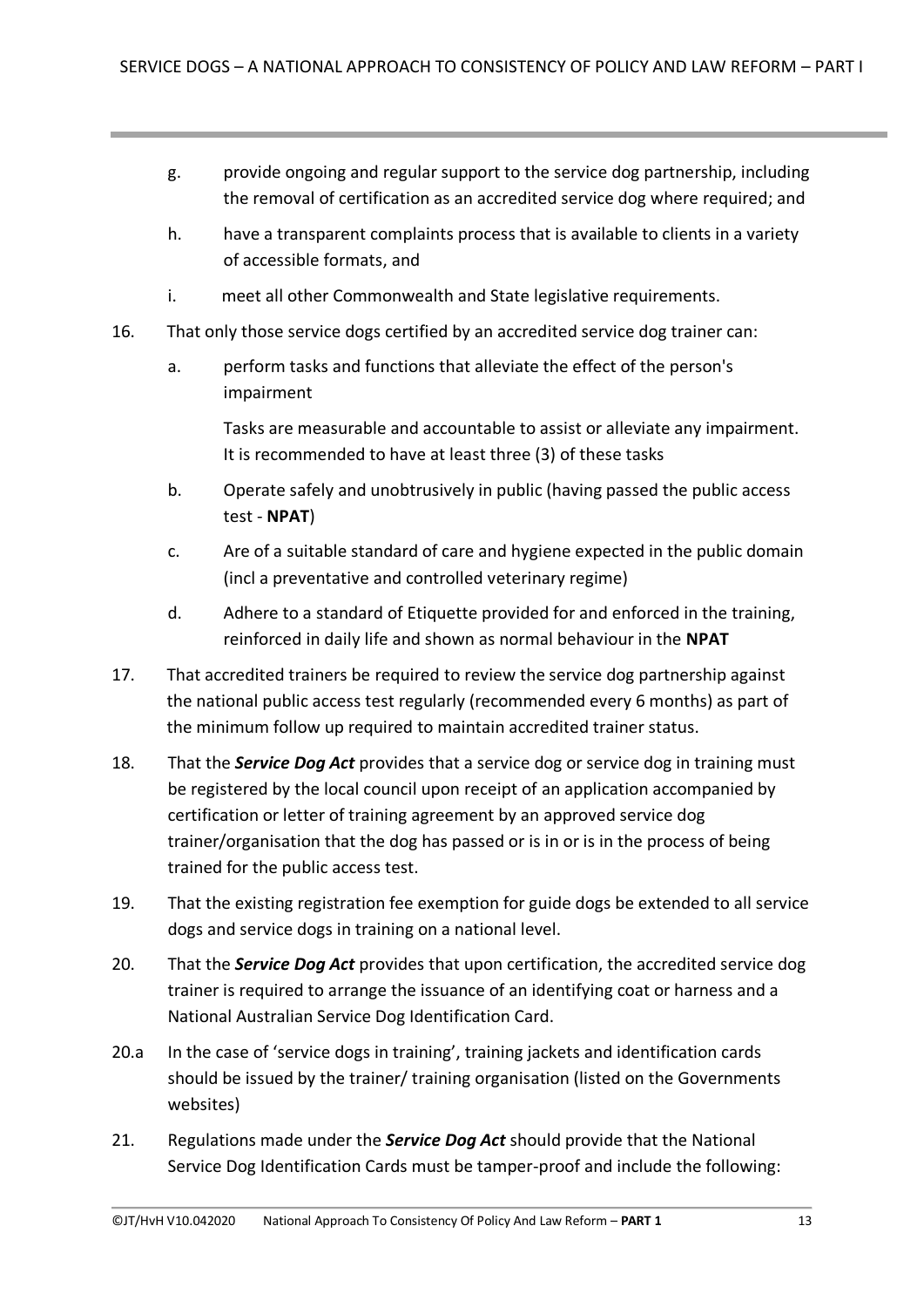g. provide ongoing and regular support to the service dog partnership, including the removal of certification as an accredited service dog where required; and

h. have a transparent complaints process that is available to clients in a variety of accessible formats, and

i. meet all other Commonwealth and State legislative requirements.

16. That only those service dogs certified by an accredited service dog trainer can:

    a. perform tasks and functions that alleviate the effect of the person's impairment

       Tasks are measurable and accountable to assist or alleviate any impairment. It is recommended to have at least three (3) of these tasks

    b. Operate safely and unobtrusively in public (having passed the public access test - **NPAT**)

    c. Are of a suitable standard of care and hygiene expected in the public domain (incl a preventative and controlled veterinary regime)

    d. Adhere to a standard of Etiquette provided for and enforced in the training, reinforced in daily life and shown as normal behaviour in the **NPAT**

17. That accredited trainers be required to review the service dog partnership against the national public access test regularly (recommended every 6 months) as part of the minimum follow up required to maintain accredited trainer status.

18. That the ***Service Dog Act*** provides that a service dog or service dog in training must be registered by the local council upon receipt of an application accompanied by certification or letter of training agreement by an approved service dog trainer/organisation that the dog has passed or is in or is in the process of being trained for the public access test.

19. That the existing registration fee exemption for guide dogs be extended to all service dogs and service dogs in training on a national level.

20. That the ***Service Dog Act*** provides that upon certification, the accredited service dog trainer is required to arrange the issuance of an identifying coat or harness and a National Australian Service Dog Identification Card.

20.a In the case of 'service dogs in training', training jackets and identification cards should be issued by the trainer/ training organisation (listed on the Governments websites)

21. Regulations made under the ***Service Dog Act*** should provide that the National Service Dog Identification Cards must be tamper-proof and include the following: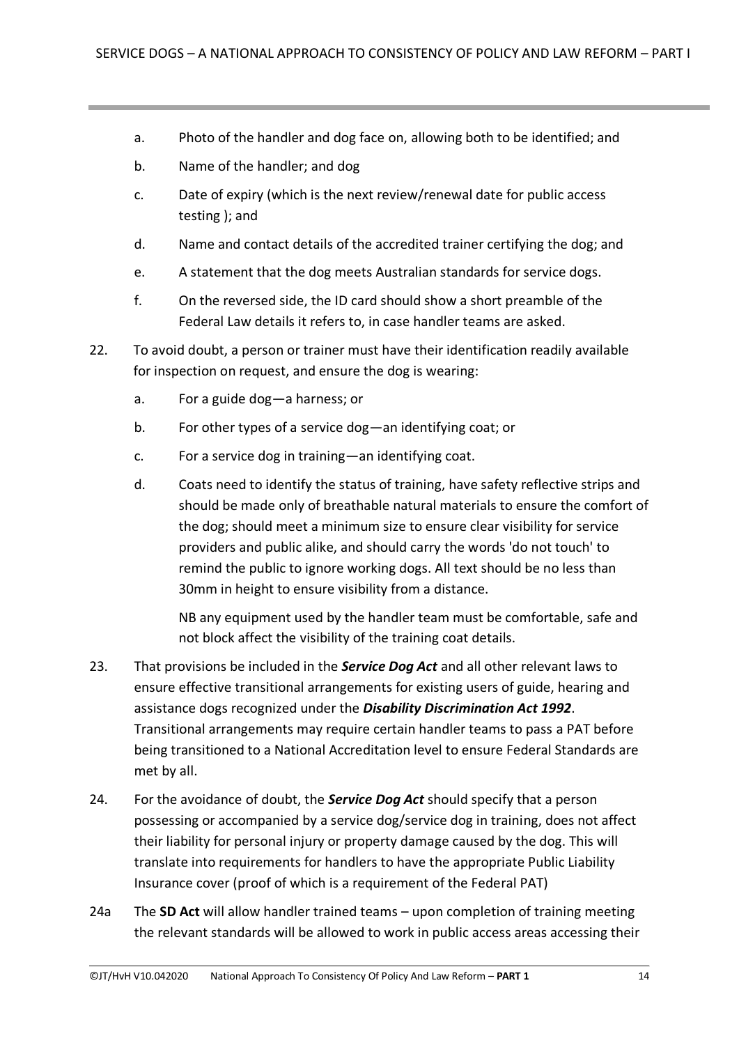a. Photo of the handler and dog face on, allowing both to be identified; and

b. Name of the handler; and dog

c. Date of expiry (which is the next review/renewal date for public access testing ); and

d. Name and contact details of the accredited trainer certifying the dog; and

e. A statement that the dog meets Australian standards for service dogs.

f. On the reversed side, the ID card should show a short preamble of the Federal Law details it refers to, in case handler teams are asked.

22. To avoid doubt, a person or trainer must have their identification readily available for inspection on request, and ensure the dog is wearing:

 a. For a guide dog—a harness; or

 b. For other types of a service dog—an identifying coat; or

 c. For a service dog in training—an identifying coat.

 d. Coats need to identify the status of training, have safety reflective strips and should be made only of breathable natural materials to ensure the comfort of the dog; should meet a minimum size to ensure clear visibility for service providers and public alike, and should carry the words 'do not touch' to remind the public to ignore working dogs. All text should be no less than 30mm in height to ensure visibility from a distance.

 NB any equipment used by the handler team must be comfortable, safe and not block affect the visibility of the training coat details.

23. That provisions be included in the ***Service Dog Act*** and all other relevant laws to ensure effective transitional arrangements for existing users of guide, hearing and assistance dogs recognized under the ***Disability Discrimination Act 1992***. Transitional arrangements may require certain handler teams to pass a PAT before being transitioned to a National Accreditation level to ensure Federal Standards are met by all.

24. For the avoidance of doubt, the ***Service Dog Act*** should specify that a person possessing or accompanied by a service dog/service dog in training, does not affect their liability for personal injury or property damage caused by the dog. This will translate into requirements for handlers to have the appropriate Public Liability Insurance cover (proof of which is a requirement of the Federal PAT)

24a The **SD Act** will allow handler trained teams – upon completion of training meeting the relevant standards will be allowed to work in public access areas accessing their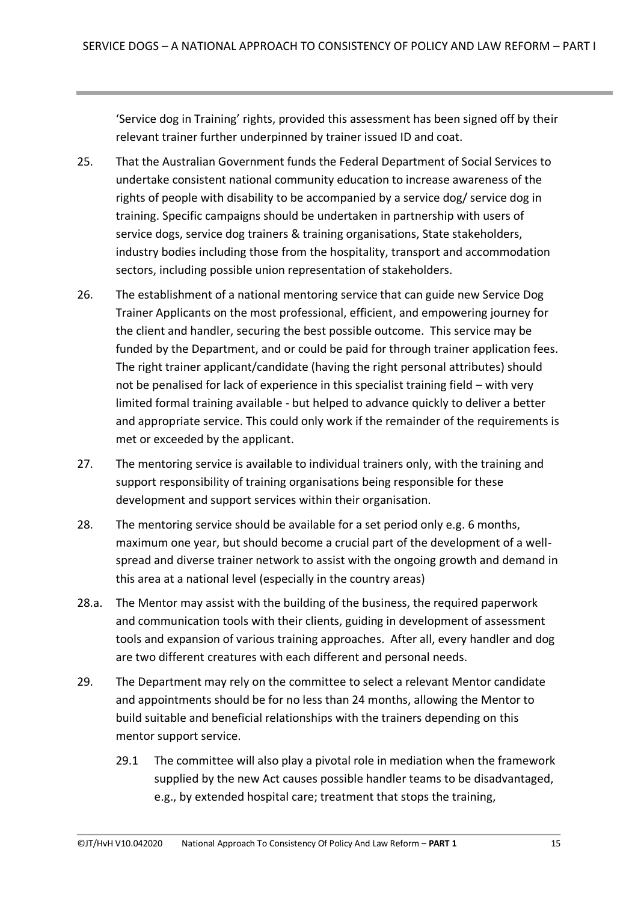'Service dog in Training' rights, provided this assessment has been signed off by their relevant trainer further underpinned by trainer issued ID and coat.

25. That the Australian Government funds the Federal Department of Social Services to undertake consistent national community education to increase awareness of the rights of people with disability to be accompanied by a service dog/ service dog in training. Specific campaigns should be undertaken in partnership with users of service dogs, service dog trainers & training organisations, State stakeholders, industry bodies including those from the hospitality, transport and accommodation sectors, including possible union representation of stakeholders.

26. The establishment of a national mentoring service that can guide new Service Dog Trainer Applicants on the most professional, efficient, and empowering journey for the client and handler, securing the best possible outcome. This service may be funded by the Department, and or could be paid for through trainer application fees. The right trainer applicant/candidate (having the right personal attributes) should not be penalised for lack of experience in this specialist training field – with very limited formal training available - but helped to advance quickly to deliver a better and appropriate service. This could only work if the remainder of the requirements is met or exceeded by the applicant.

27. The mentoring service is available to individual trainers only, with the training and support responsibility of training organisations being responsible for these development and support services within their organisation.

28. The mentoring service should be available for a set period only e.g. 6 months, maximum one year, but should become a crucial part of the development of a well-spread and diverse trainer network to assist with the ongoing growth and demand in this area at a national level (especially in the country areas)

28.a. The Mentor may assist with the building of the business, the required paperwork and communication tools with their clients, guiding in development of assessment tools and expansion of various training approaches. After all, every handler and dog are two different creatures with each different and personal needs.

29. The Department may rely on the committee to select a relevant Mentor candidate and appointments should be for no less than 24 months, allowing the Mentor to build suitable and beneficial relationships with the trainers depending on this mentor support service.

    29.1 The committee will also play a pivotal role in mediation when the framework supplied by the new Act causes possible handler teams to be disadvantaged, e.g., by extended hospital care; treatment that stops the training,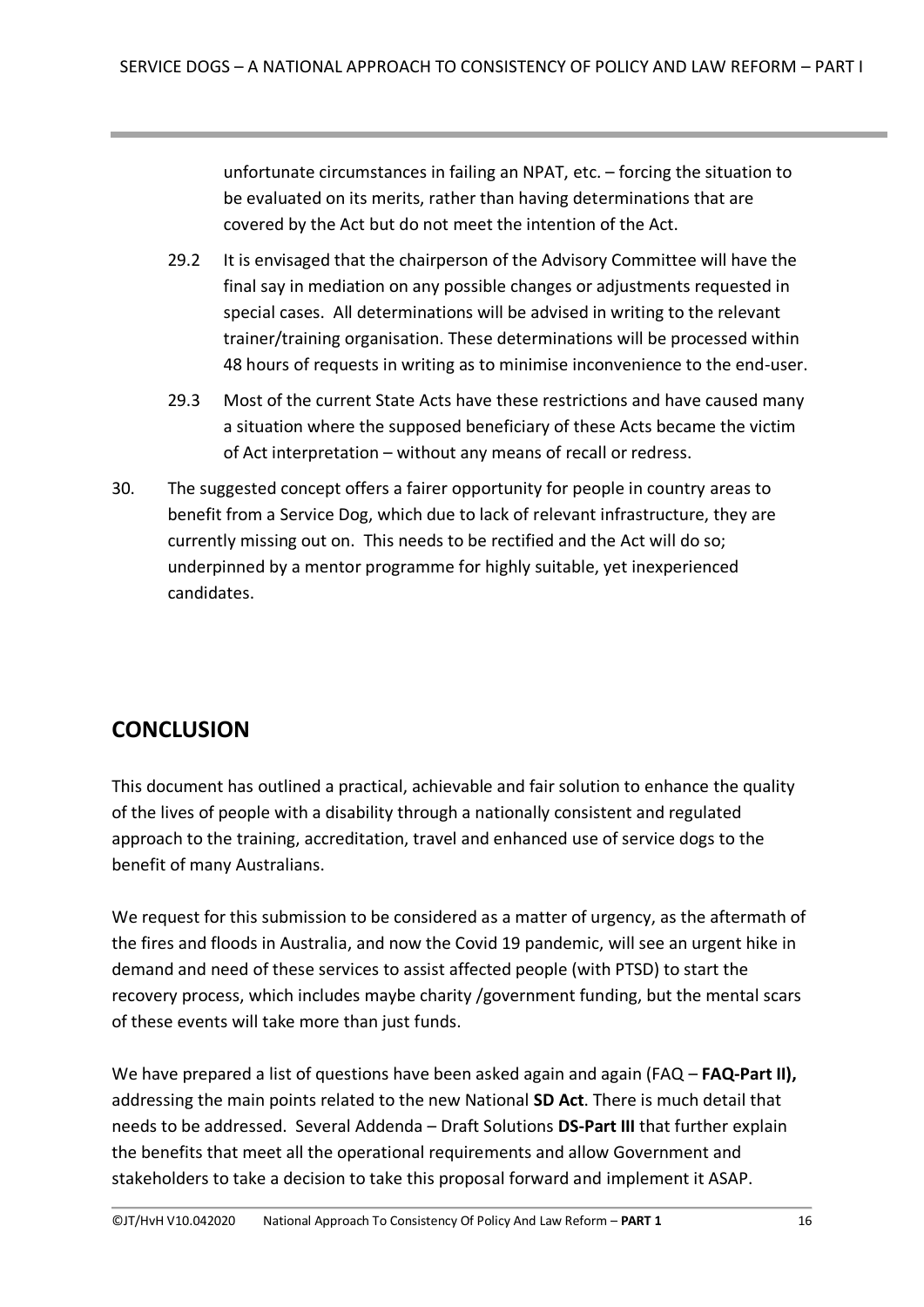unfortunate circumstances in failing an NPAT, etc. – forcing the situation to be evaluated on its merits, rather than having determinations that are covered by the Act but do not meet the intention of the Act.

29.2 It is envisaged that the chairperson of the Advisory Committee will have the final say in mediation on any possible changes or adjustments requested in special cases. All determinations will be advised in writing to the relevant trainer/training organisation. These determinations will be processed within 48 hours of requests in writing as to minimise inconvenience to the end-user.

29.3 Most of the current State Acts have these restrictions and have caused many a situation where the supposed beneficiary of these Acts became the victim of Act interpretation – without any means of recall or redress.

30. The suggested concept offers a fairer opportunity for people in country areas to benefit from a Service Dog, which due to lack of relevant infrastructure, they are currently missing out on. This needs to be rectified and the Act will do so; underpinned by a mentor programme for highly suitable, yet inexperienced candidates.

## CONCLUSION

This document has outlined a practical, achievable and fair solution to enhance the quality of the lives of people with a disability through a nationally consistent and regulated approach to the training, accreditation, travel and enhanced use of service dogs to the benefit of many Australians.

We request for this submission to be considered as a matter of urgency, as the aftermath of the fires and floods in Australia, and now the Covid 19 pandemic, will see an urgent hike in demand and need of these services to assist affected people (with PTSD) to start the recovery process, which includes maybe charity /government funding, but the mental scars of these events will take more than just funds.

We have prepared a list of questions have been asked again and again (FAQ – **FAQ-Part II),** addressing the main points related to the new National **SD Act**. There is much detail that needs to be addressed. Several Addenda – Draft Solutions **DS-Part III** that further explain the benefits that meet all the operational requirements and allow Government and stakeholders to take a decision to take this proposal forward and implement it ASAP.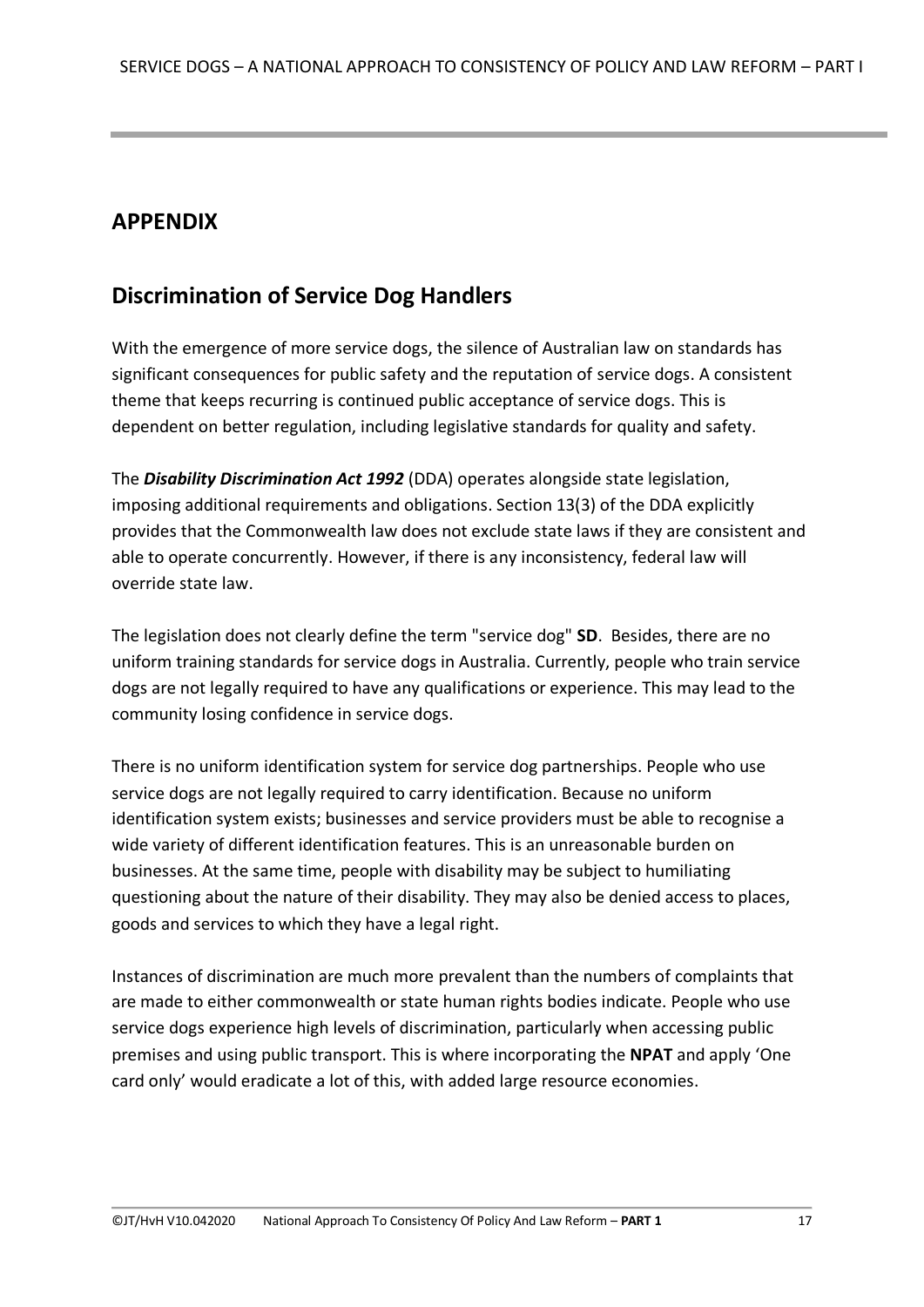## APPENDIX

## Discrimination of Service Dog Handlers

With the emergence of more service dogs, the silence of Australian law on standards has significant consequences for public safety and the reputation of service dogs. A consistent theme that keeps recurring is continued public acceptance of service dogs. This is dependent on better regulation, including legislative standards for quality and safety.

The ***Disability Discrimination Act 1992*** (DDA) operates alongside state legislation, imposing additional requirements and obligations. Section 13(3) of the DDA explicitly provides that the Commonwealth law does not exclude state laws if they are consistent and able to operate concurrently. However, if there is any inconsistency, federal law will override state law.

The legislation does not clearly define the term "service dog" **SD**. Besides, there are no uniform training standards for service dogs in Australia. Currently, people who train service dogs are not legally required to have any qualifications or experience. This may lead to the community losing confidence in service dogs.

There is no uniform identification system for service dog partnerships. People who use service dogs are not legally required to carry identification. Because no uniform identification system exists; businesses and service providers must be able to recognise a wide variety of different identification features. This is an unreasonable burden on businesses. At the same time, people with disability may be subject to humiliating questioning about the nature of their disability. They may also be denied access to places, goods and services to which they have a legal right.

Instances of discrimination are much more prevalent than the numbers of complaints that are made to either commonwealth or state human rights bodies indicate. People who use service dogs experience high levels of discrimination, particularly when accessing public premises and using public transport. This is where incorporating the **NPAT** and apply 'One card only' would eradicate a lot of this, with added large resource economies.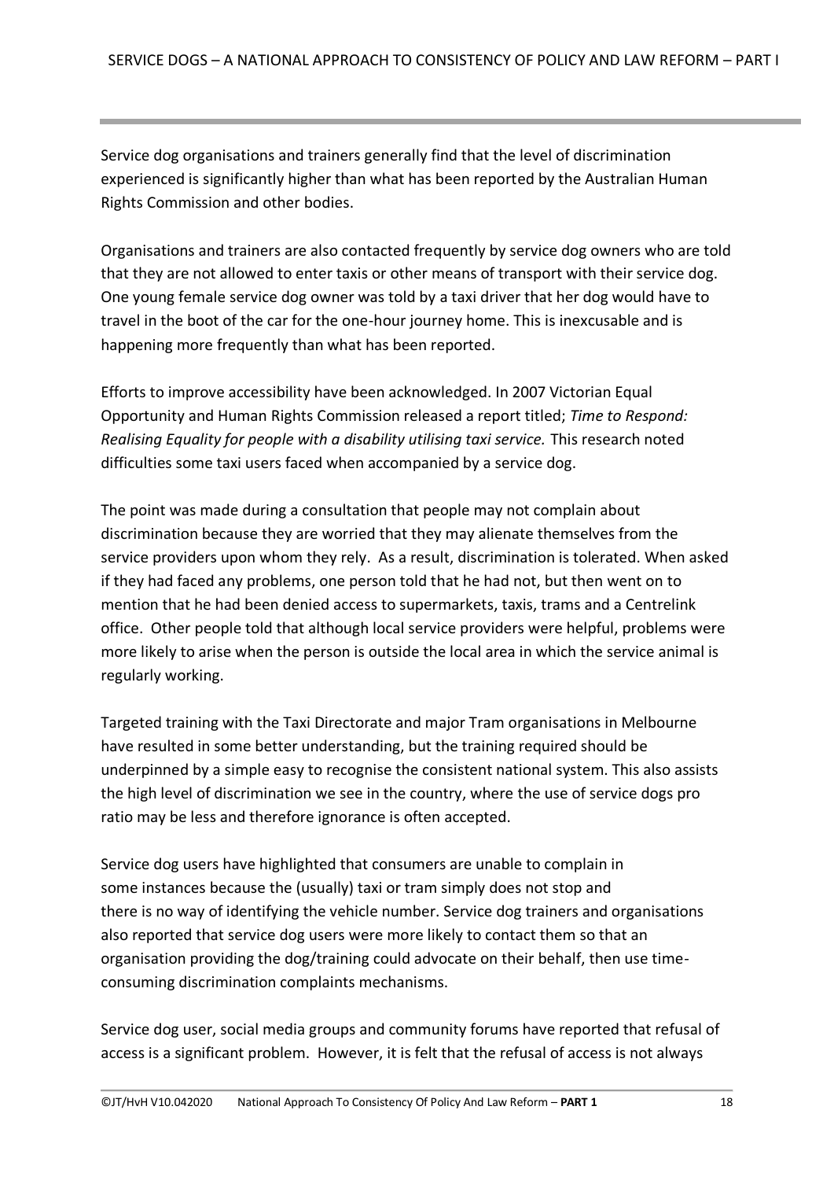Service dog organisations and trainers generally find that the level of discrimination experienced is significantly higher than what has been reported by the Australian Human Rights Commission and other bodies.

Organisations and trainers are also contacted frequently by service dog owners who are told that they are not allowed to enter taxis or other means of transport with their service dog. One young female service dog owner was told by a taxi driver that her dog would have to travel in the boot of the car for the one-hour journey home. This is inexcusable and is happening more frequently than what has been reported.

Efforts to improve accessibility have been acknowledged. In 2007 Victorian Equal Opportunity and Human Rights Commission released a report titled; *Time to Respond: Realising Equality for people with a disability utilising taxi service.* This research noted difficulties some taxi users faced when accompanied by a service dog.

The point was made during a consultation that people may not complain about discrimination because they are worried that they may alienate themselves from the service providers upon whom they rely. As a result, discrimination is tolerated. When asked if they had faced any problems, one person told that he had not, but then went on to mention that he had been denied access to supermarkets, taxis, trams and a Centrelink office. Other people told that although local service providers were helpful, problems were more likely to arise when the person is outside the local area in which the service animal is regularly working.

Targeted training with the Taxi Directorate and major Tram organisations in Melbourne have resulted in some better understanding, but the training required should be underpinned by a simple easy to recognise the consistent national system. This also assists the high level of discrimination we see in the country, where the use of service dogs pro ratio may be less and therefore ignorance is often accepted.

Service dog users have highlighted that consumers are unable to complain in some instances because the (usually) taxi or tram simply does not stop and there is no way of identifying the vehicle number. Service dog trainers and organisations also reported that service dog users were more likely to contact them so that an organisation providing the dog/training could advocate on their behalf, then use time-consuming discrimination complaints mechanisms.

Service dog user, social media groups and community forums have reported that refusal of access is a significant problem. However, it is felt that the refusal of access is not always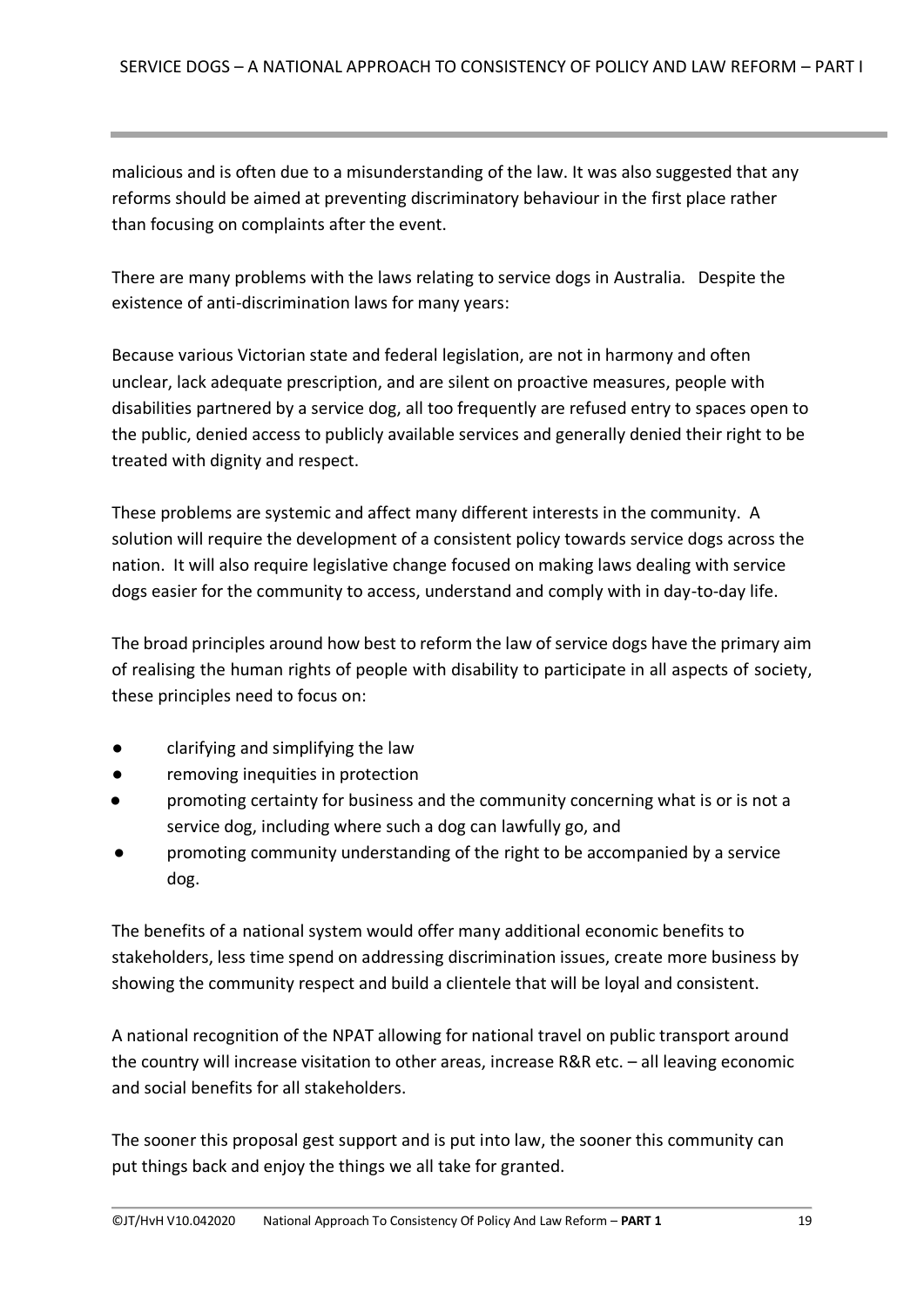malicious and is often due to a misunderstanding of the law. It was also suggested that any reforms should be aimed at preventing discriminatory behaviour in the first place rather than focusing on complaints after the event.

There are many problems with the laws relating to service dogs in Australia. Despite the existence of anti-discrimination laws for many years:

Because various Victorian state and federal legislation, are not in harmony and often unclear, lack adequate prescription, and are silent on proactive measures, people with disabilities partnered by a service dog, all too frequently are refused entry to spaces open to the public, denied access to publicly available services and generally denied their right to be treated with dignity and respect.

These problems are systemic and affect many different interests in the community. A solution will require the development of a consistent policy towards service dogs across the nation. It will also require legislative change focused on making laws dealing with service dogs easier for the community to access, understand and comply with in day-to-day life.

The broad principles around how best to reform the law of service dogs have the primary aim of realising the human rights of people with disability to participate in all aspects of society, these principles need to focus on:

- clarifying and simplifying the law
- removing inequities in protection
- promoting certainty for business and the community concerning what is or is not a service dog, including where such a dog can lawfully go, and
- promoting community understanding of the right to be accompanied by a service dog.

The benefits of a national system would offer many additional economic benefits to stakeholders, less time spend on addressing discrimination issues, create more business by showing the community respect and build a clientele that will be loyal and consistent.

A national recognition of the NPAT allowing for national travel on public transport around the country will increase visitation to other areas, increase R&R etc. – all leaving economic and social benefits for all stakeholders.

The sooner this proposal gest support and is put into law, the sooner this community can put things back and enjoy the things we all take for granted.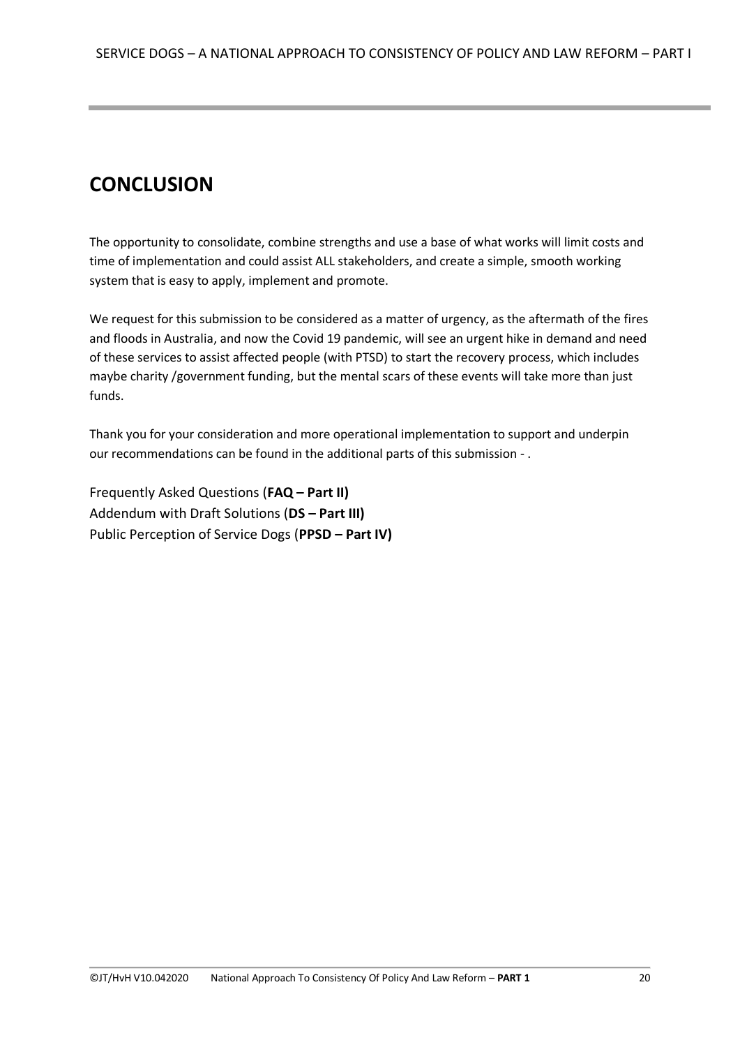# CONCLUSION

The opportunity to consolidate, combine strengths and use a base of what works will limit costs and time of implementation and could assist ALL stakeholders, and create a simple, smooth working system that is easy to apply, implement and promote.

We request for this submission to be considered as a matter of urgency, as the aftermath of the fires and floods in Australia, and now the Covid 19 pandemic, will see an urgent hike in demand and need of these services to assist affected people (with PTSD) to start the recovery process, which includes maybe charity /government funding, but the mental scars of these events will take more than just funds.

Thank you for your consideration and more operational implementation to support and underpin our recommendations can be found in the additional parts of this submission - .

Frequently Asked Questions (**FAQ – Part II)**
Addendum with Draft Solutions (**DS – Part III)**
Public Perception of Service Dogs (**PPSD – Part IV)**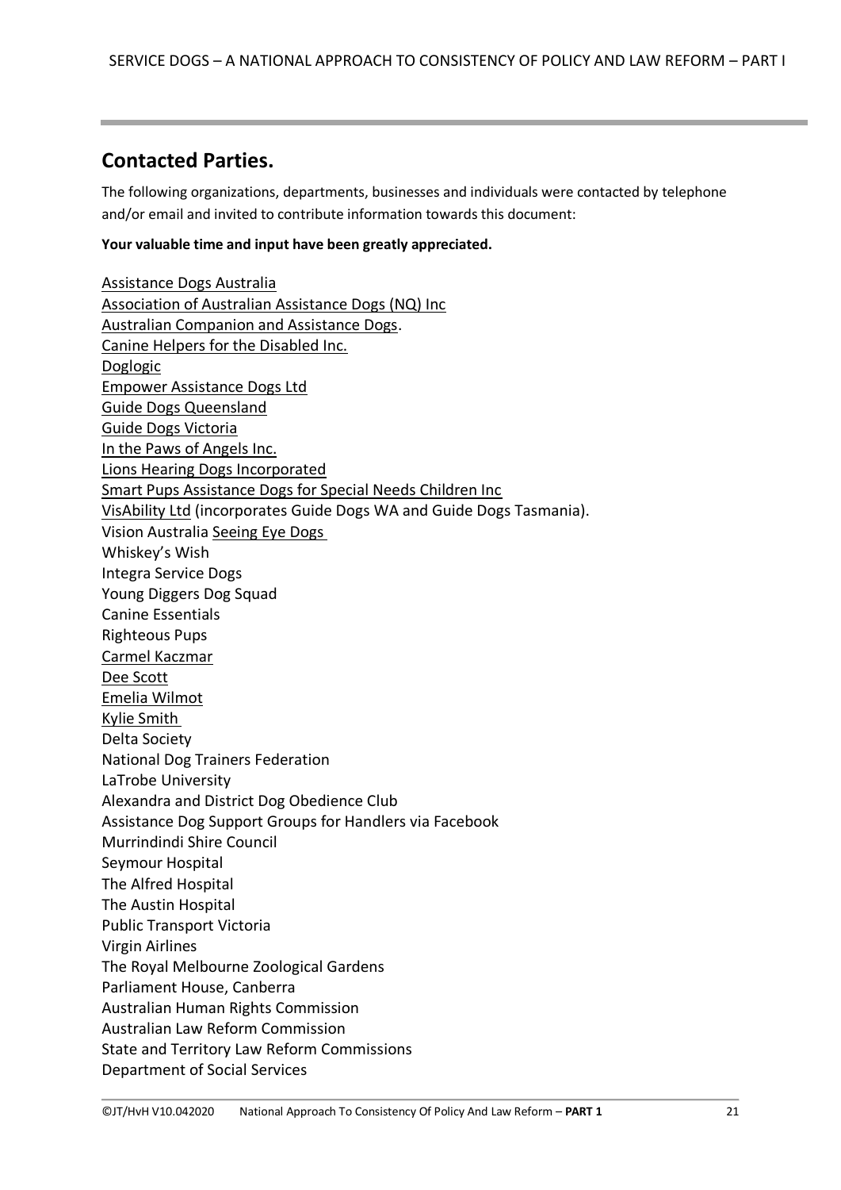## Contacted Parties.

The following organizations, departments, businesses and individuals were contacted by telephone and/or email and invited to contribute information towards this document:

**Your valuable time and input have been greatly appreciated.**

Assistance Dogs Australia
Association of Australian Assistance Dogs (NQ) Inc
Australian Companion and Assistance Dogs.
Canine Helpers for the Disabled Inc.
Doglogic
Empower Assistance Dogs Ltd
Guide Dogs Queensland
Guide Dogs Victoria
In the Paws of Angels Inc.
Lions Hearing Dogs Incorporated
Smart Pups Assistance Dogs for Special Needs Children Inc
VisAbility Ltd (incorporates Guide Dogs WA and Guide Dogs Tasmania).
Vision Australia Seeing Eye Dogs
Whiskey's Wish
Integra Service Dogs
Young Diggers Dog Squad
Canine Essentials
Righteous Pups
Carmel Kaczmar
Dee Scott
Emelia Wilmot
Kylie Smith
Delta Society
National Dog Trainers Federation
LaTrobe University
Alexandra and District Dog Obedience Club
Assistance Dog Support Groups for Handlers via Facebook
Murrindindi Shire Council
Seymour Hospital
The Alfred Hospital
The Austin Hospital
Public Transport Victoria
Virgin Airlines
The Royal Melbourne Zoological Gardens
Parliament House, Canberra
Australian Human Rights Commission
Australian Law Reform Commission
State and Territory Law Reform Commissions
Department of Social Services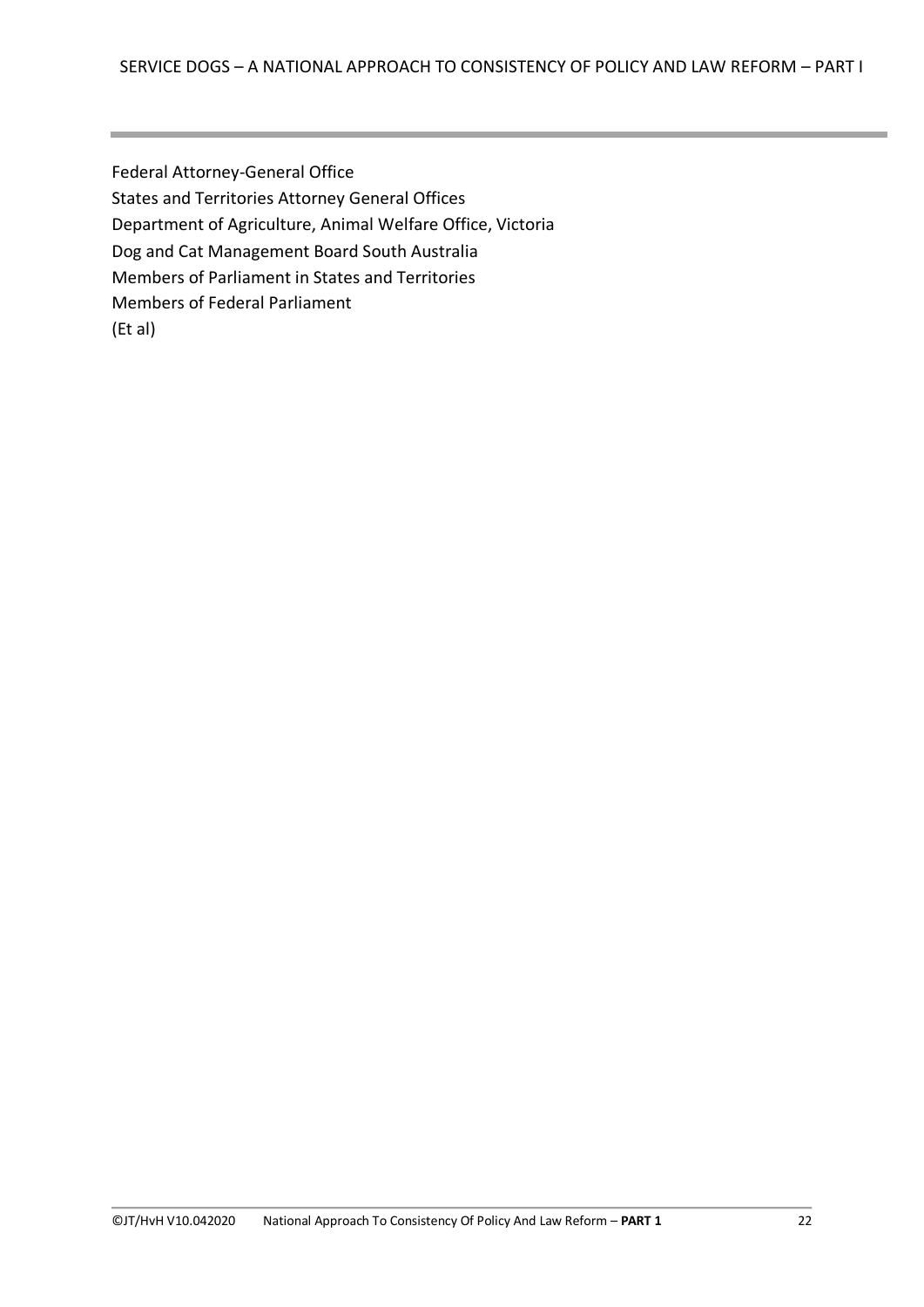Federal Attorney-General Office
States and Territories Attorney General Offices
Department of Agriculture, Animal Welfare Office, Victoria
Dog and Cat Management Board South Australia
Members of Parliament in States and Territories
Members of Federal Parliament
(Et al)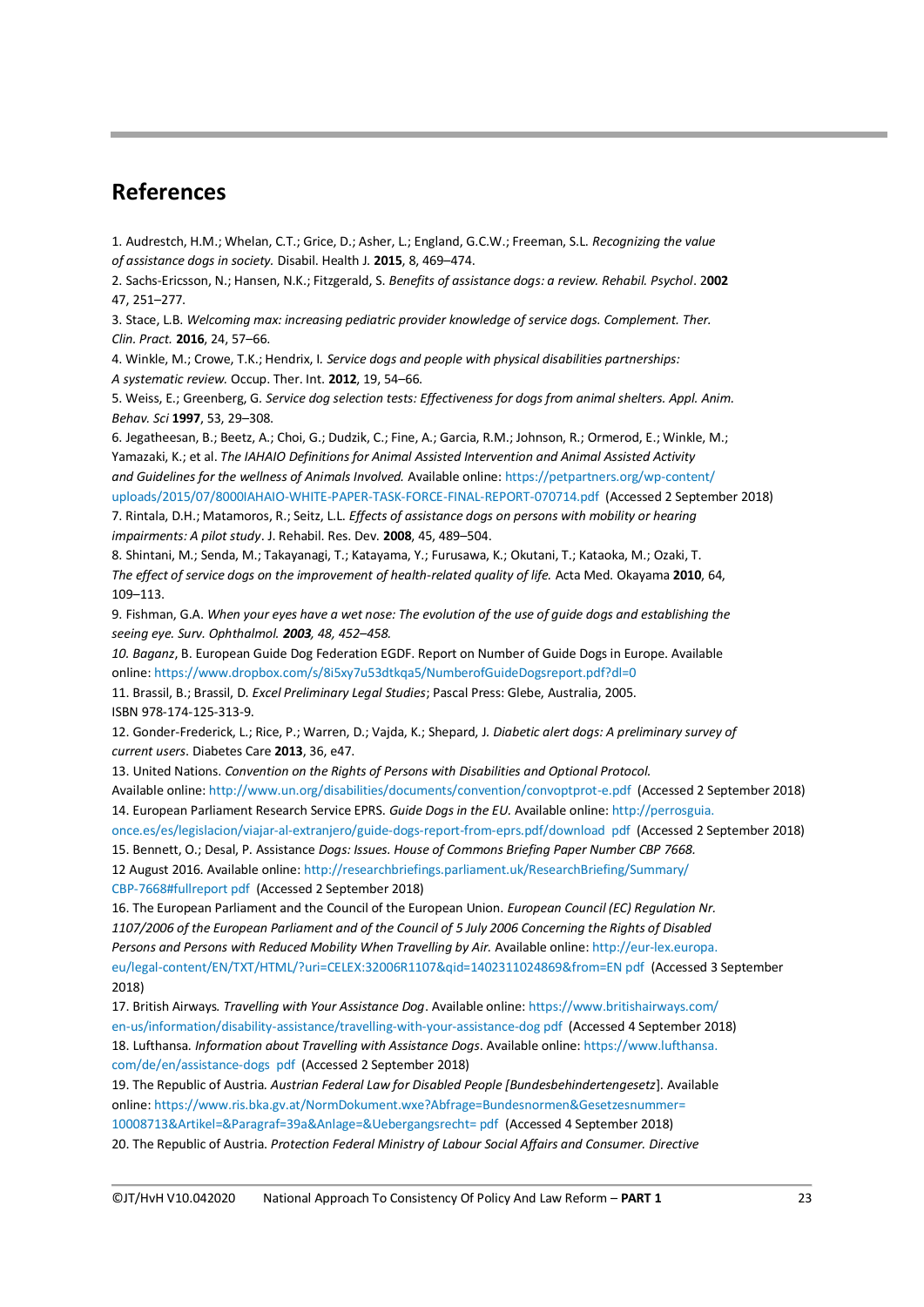## References

1. Audrestch, H.M.; Whelan, C.T.; Grice, D.; Asher, L.; England, G.C.W.; Freeman, S.L. *Recognizing the value of assistance dogs in society.* Disabil. Health J. **2015**, 8, 469–474.
2. Sachs-Ericsson, N.; Hansen, N.K.; Fitzgerald, S. *Benefits of assistance dogs: a review. Rehabil. Psychol*. 2**002** 47, 251–277.
3. Stace, L.B. *Welcoming max: increasing pediatric provider knowledge of service dogs. Complement. Ther. Clin. Pract.* **2016**, 24, 57–66.
4. Winkle, M.; Crowe, T.K.; Hendrix, I. *Service dogs and people with physical disabilities partnerships: A systematic review.* Occup. Ther. Int. **2012**, 19, 54–66.
5. Weiss, E.; Greenberg, G. *Service dog selection tests: Effectiveness for dogs from animal shelters. Appl. Anim. Behav. Sci* **1997**, 53, 29–308.
6. Jegatheesan, B.; Beetz, A.; Choi, G.; Dudzik, C.; Fine, A.; Garcia, R.M.; Johnson, R.; Ormerod, E.; Winkle, M.; Yamazaki, K.; et al. *The IAHAIO Definitions for Animal Assisted Intervention and Animal Assisted Activity and Guidelines for the wellness of Animals Involved.* Available online: https://petpartners.org/wp-content/uploads/2015/07/8000IAHAIO-WHITE-PAPER-TASK-FORCE-FINAL-REPORT-070714.pdf (Accessed 2 September 2018)
7. Rintala, D.H.; Matamoros, R.; Seitz, L.L. *Effects of assistance dogs on persons with mobility or hearing impairments: A pilot study*. J. Rehabil. Res. Dev. **2008**, 45, 489–504.
8. Shintani, M.; Senda, M.; Takayanagi, T.; Katayama, Y.; Furusawa, K.; Okutani, T.; Kataoka, M.; Ozaki, T. *The effect of service dogs on the improvement of health-related quality of life.* Acta Med. Okayama **2010**, 64, 109–113.
9. Fishman, G.A. *When your eyes have a wet nose: The evolution of the use of guide dogs and establishing the seeing eye. Surv. Ophthalmol. **2003**, 48, 452–458.*
*10. Baganz*, B. European Guide Dog Federation EGDF. Report on Number of Guide Dogs in Europe. Available online: https://www.dropbox.com/s/8i5xy7u53dtkqa5/NumberofGuideDogsreport.pdf?dl=0
11. Brassil, B.; Brassil, D. *Excel Preliminary Legal Studies*; Pascal Press: Glebe, Australia, 2005. ISBN 978-174-125-313-9.
12. Gonder-Frederick, L.; Rice, P.; Warren, D.; Vajda, K.; Shepard, J. *Diabetic alert dogs: A preliminary survey of current users*. Diabetes Care **2013**, 36, e47.
13. United Nations. *Convention on the Rights of Persons with Disabilities and Optional Protocol.* Available online: http://www.un.org/disabilities/documents/convention/convoptprot-e.pdf (Accessed 2 September 2018)
14. European Parliament Research Service EPRS. *Guide Dogs in the EU.* Available online: http://perrosguia.once.es/es/legislacion/viajar-al-extranjero/guide-dogs-report-from-eprs.pdf/download pdf (Accessed 2 September 2018)
15. Bennett, O.; Desal, P. Assistance *Dogs: Issues. House of Commons Briefing Paper Number CBP 7668.* 12 August 2016. Available online: http://researchbriefings.parliament.uk/ResearchBriefing/Summary/CBP-7668#fullreport pdf (Accessed 2 September 2018)
16. The European Parliament and the Council of the European Union. *European Council (EC) Regulation Nr. 1107/2006 of the European Parliament and of the Council of 5 July 2006 Concerning the Rights of Disabled Persons and Persons with Reduced Mobility When Travelling by Air.* Available online: http://eur-lex.europa.eu/legal-content/EN/TXT/HTML/?uri=CELEX:32006R1107&qid=1402311024869&from=EN pdf (Accessed 3 September 2018)
17. British Airways. *Travelling with Your Assistance Dog*. Available online: https://www.britishairways.com/en-us/information/disability-assistance/travelling-with-your-assistance-dog pdf (Accessed 4 September 2018)
18. Lufthansa. *Information about Travelling with Assistance Dogs*. Available online: https://www.lufthansa.com/de/en/assistance-dogs pdf (Accessed 2 September 2018)
19. The Republic of Austria. *Austrian Federal Law for Disabled People [Bundesbehindertengesetz*]. Available online: https://www.ris.bka.gv.at/NormDokument.wxe?Abfrage=Bundesnormen&Gesetzesnummer=10008713&Artikel=&Paragraf=39a&Anlage=&Uebergangsrecht= pdf (Accessed 4 September 2018)
20. The Republic of Austria. *Protection Federal Ministry of Labour Social Affairs and Consumer. Directive*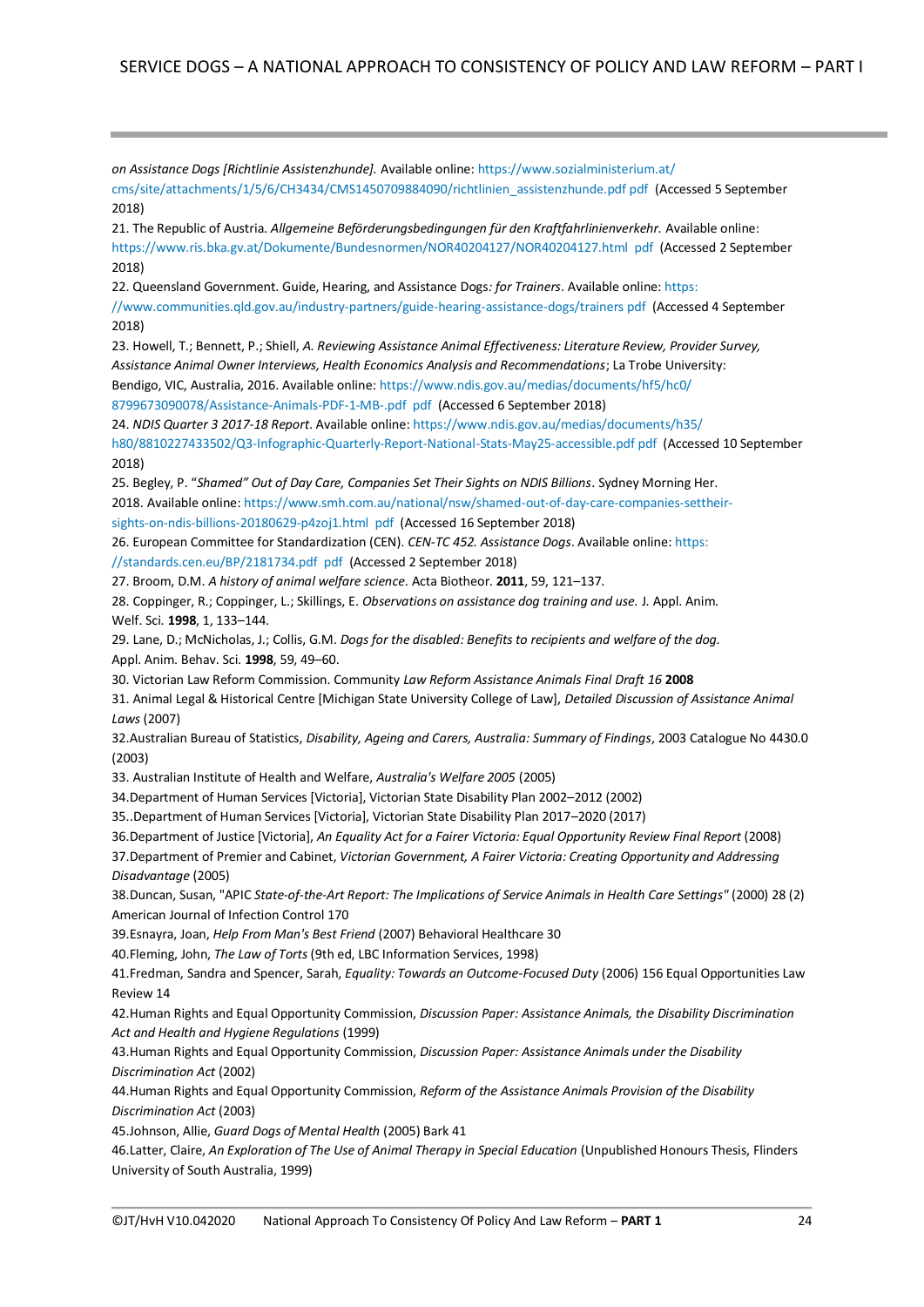*on Assistance Dogs [Richtlinie Assistenzhunde].* Available online: https://www.sozialministerium.at/cms/site/attachments/1/5/6/CH3434/CMS1450709884090/richtlinien_assistenzhunde.pdf pdf (Accessed 5 September 2018)

21. The Republic of Austria. *Allgemeine Beförderungsbedingungen für den Kraftfahrlinienverkehr.* Available online: https://www.ris.bka.gv.at/Dokumente/Bundesnormen/NOR40204127/NOR40204127.html pdf (Accessed 2 September 2018)

22. Queensland Government. Guide, Hearing, and Assistance Dogs*: for Trainers*. Available online: https://www.communities.qld.gov.au/industry-partners/guide-hearing-assistance-dogs/trainers pdf (Accessed 4 September 2018)

23. Howell, T.; Bennett, P.; Shiell, *A. Reviewing Assistance Animal Effectiveness: Literature Review, Provider Survey, Assistance Animal Owner Interviews, Health Economics Analysis and Recommendations*; La Trobe University: Bendigo, VIC, Australia, 2016. Available online: https://www.ndis.gov.au/medias/documents/hf5/hc0/8799673090078/Assistance-Animals-PDF-1-MB-.pdf pdf (Accessed 6 September 2018)

24. *NDIS Quarter 3 2017-18 Report*. Available online: https://www.ndis.gov.au/medias/documents/h35/h80/8810227433502/Q3-Infographic-Quarterly-Report-National-Stats-May25-accessible.pdf pdf (Accessed 10 September 2018)

25. Begley, P. "*Shamed" Out of Day Care, Companies Set Their Sights on NDIS Billions*. Sydney Morning Her. 2018. Available online: https://www.smh.com.au/national/nsw/shamed-out-of-day-care-companies-settheir-sights-on-ndis-billions-20180629-p4zoj1.html pdf (Accessed 16 September 2018)

26. European Committee for Standardization (CEN). *CEN-TC 452. Assistance Dogs*. Available online: https://standards.cen.eu/BP/2181734.pdf pdf (Accessed 2 September 2018)

27. Broom, D.M. *A history of animal welfare science.* Acta Biotheor. **2011**, 59, 121–137.

28. Coppinger, R.; Coppinger, L.; Skillings, E. *Observations on assistance dog training and use.* J. Appl. Anim. Welf. Sci. **1998**, 1, 133–144.

29. Lane, D.; McNicholas, J.; Collis, G.M. *Dogs for the disabled: Benefits to recipients and welfare of the dog.* Appl. Anim. Behav. Sci. **1998**, 59, 49–60.

30. Victorian Law Reform Commission. Community *Law Reform Assistance Animals Final Draft 16* **2008**

31. Animal Legal & Historical Centre [Michigan State University College of Law], *Detailed Discussion of Assistance Animal Laws* (2007)

32.Australian Bureau of Statistics, *Disability, Ageing and Carers, Australia: Summary of Findings*, 2003 Catalogue No 4430.0 (2003)

33. Australian Institute of Health and Welfare, *Australia's Welfare 2005* (2005)

34.Department of Human Services [Victoria], Victorian State Disability Plan 2002–2012 (2002)

35..Department of Human Services [Victoria], Victorian State Disability Plan 2017–2020 (2017)

36.Department of Justice [Victoria], *An Equality Act for a Fairer Victoria: Equal Opportunity Review Final Report* (2008)

37.Department of Premier and Cabinet, *Victorian Government, A Fairer Victoria: Creating Opportunity and Addressing Disadvantage* (2005)

38.Duncan, Susan, "APIC *State-of-the-Art Report: The Implications of Service Animals in Health Care Settings"* (2000) 28 (2) American Journal of Infection Control 170

39.Esnayra, Joan, *Help From Man's Best Friend* (2007) Behavioral Healthcare 30

40.Fleming, John, *The Law of Torts* (9th ed, LBC Information Services, 1998)

41.Fredman, Sandra and Spencer, Sarah, *Equality: Towards an Outcome-Focused Duty* (2006) 156 Equal Opportunities Law Review 14

42.Human Rights and Equal Opportunity Commission, *Discussion Paper: Assistance Animals, the Disability Discrimination Act and Health and Hygiene Regulations* (1999)

43.Human Rights and Equal Opportunity Commission, *Discussion Paper: Assistance Animals under the Disability Discrimination Act* (2002)

44.Human Rights and Equal Opportunity Commission, *Reform of the Assistance Animals Provision of the Disability Discrimination Act* (2003)

45.Johnson, Allie, *Guard Dogs of Mental Health* (2005) Bark 41

46.Latter, Claire, *An Exploration of The Use of Animal Therapy in Special Education* (Unpublished Honours Thesis, Flinders University of South Australia, 1999)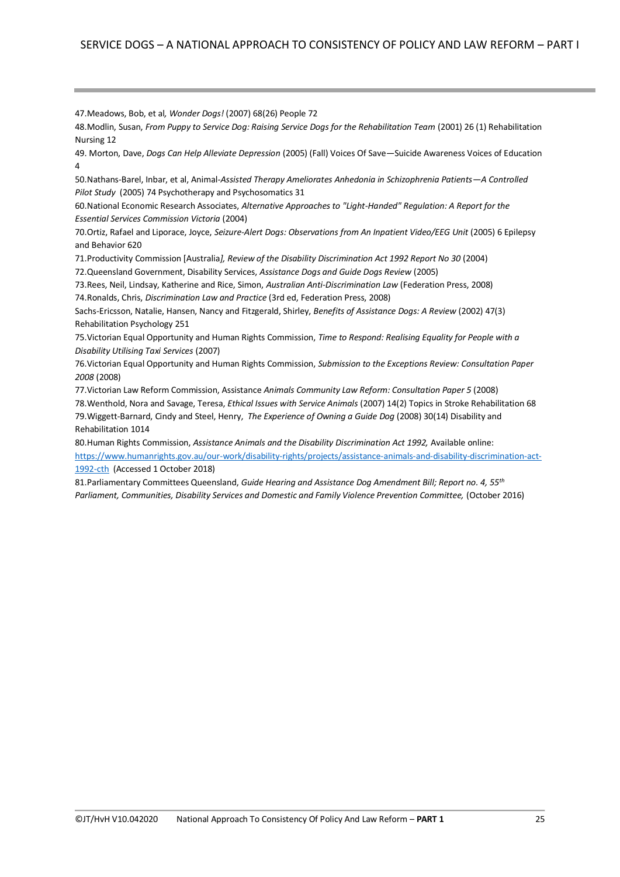47.Meadows, Bob, et al, *Wonder Dogs!* (2007) 68(26) People 72

48.Modlin, Susan, *From Puppy to Service Dog: Raising Service Dogs for the Rehabilitation Team* (2001) 26 (1) Rehabilitation Nursing 12

49. Morton, Dave, *Dogs Can Help Alleviate Depression* (2005) (Fall) Voices Of Save—Suicide Awareness Voices of Education 4

50.Nathans-Barel, Inbar, et al, Animal-*Assisted Therapy Ameliorates Anhedonia in Schizophrenia Patients—A Controlled Pilot Study* (2005) 74 Psychotherapy and Psychosomatics 31

60.National Economic Research Associates, *Alternative Approaches to "Light-Handed" Regulation: A Report for the Essential Services Commission Victoria* (2004)

70.Ortiz, Rafael and Liporace, Joyce, *Seizure-Alert Dogs: Observations from An Inpatient Video/EEG Unit* (2005) 6 Epilepsy and Behavior 620

71.Productivity Commission [Australia*], Review of the Disability Discrimination Act 1992 Report No 30* (2004)

72.Queensland Government, Disability Services, *Assistance Dogs and Guide Dogs Review* (2005)

73.Rees, Neil, Lindsay, Katherine and Rice, Simon, *Australian Anti-Discrimination Law* (Federation Press, 2008)

74.Ronalds, Chris, *Discrimination Law and Practice* (3rd ed, Federation Press, 2008)

Sachs-Ericsson, Natalie, Hansen, Nancy and Fitzgerald, Shirley, *Benefits of Assistance Dogs: A Review* (2002) 47(3) Rehabilitation Psychology 251

75.Victorian Equal Opportunity and Human Rights Commission, *Time to Respond: Realising Equality for People with a Disability Utilising Taxi Services* (2007)

76.Victorian Equal Opportunity and Human Rights Commission, *Submission to the Exceptions Review: Consultation Paper 2008* (2008)

77.Victorian Law Reform Commission, Assistance *Animals Community Law Reform: Consultation Paper 5* (2008)

78.Wenthold, Nora and Savage, Teresa, *Ethical Issues with Service Animals* (2007) 14(2) Topics in Stroke Rehabilitation 68

79.Wiggett-Barnard, Cindy and Steel, Henry, *The Experience of Owning a Guide Dog* (2008) 30(14) Disability and Rehabilitation 1014

80.Human Rights Commission, *Assistance Animals and the Disability Discrimination Act 1992,* Available online: https://www.humanrights.gov.au/our-work/disability-rights/projects/assistance-animals-and-disability-discrimination-act-1992-cth (Accessed 1 October 2018)

81.Parliamentary Committees Queensland, *Guide Hearing and Assistance Dog Amendment Bill; Report no. 4, 55th Parliament, Communities, Disability Services and Domestic and Family Violence Prevention Committee,* (October 2016)